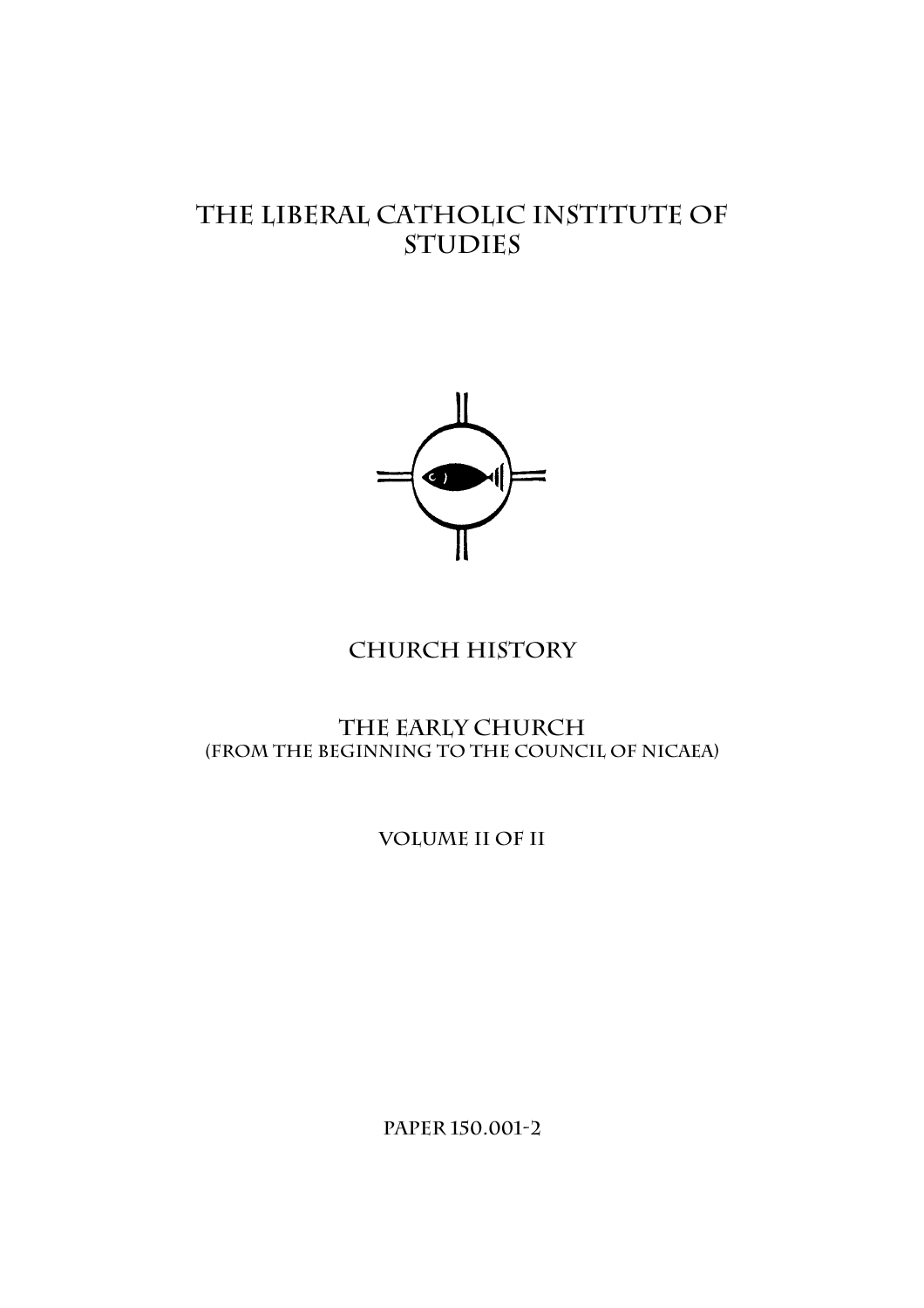# The Liberal Catholic Institute of Studies

## Church History

### The Early Church
(From the Beginning to the Council of Nicaea)

Volume II of II

Paper 150.001-2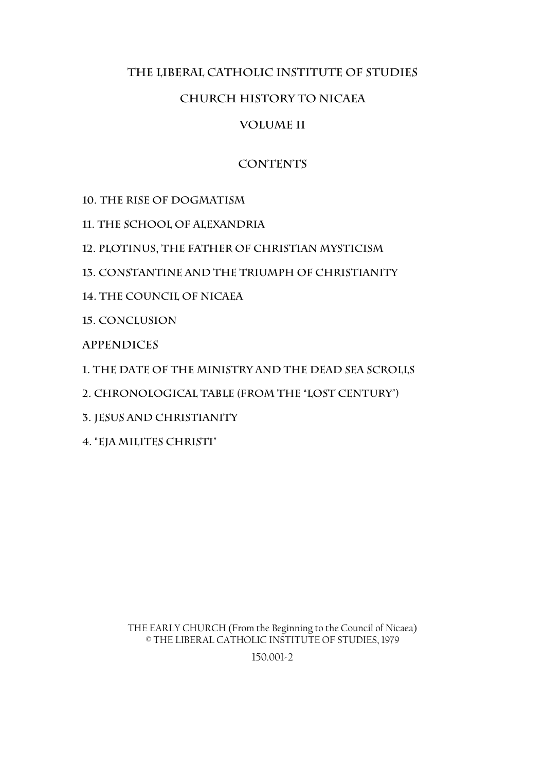# THE LIBERAL CATHOLIC INSTITUTE OF STUDIES

## CHURCH HISTORY TO NICAEA

## VOLUME II

### CONTENTS

10. THE RISE OF DOGMATISM

11. THE SCHOOL OF ALEXANDRIA

12. PLOTINUS, THE FATHER OF CHRISTIAN MYSTICISM

13. CONSTANTINE AND THE TRIUMPH OF CHRISTIANITY

14. THE COUNCIL OF NICAEA

15. CONCLUSION

APPENDICES

1. THE DATE OF THE MINISTRY AND THE DEAD SEA SCROLLS

2. CHRONOLOGICAL TABLE (FROM THE "LOST CENTURY")

3. JESUS AND CHRISTIANITY

4. "EJA MILITES CHRISTI"

THE EARLY CHURCH (From the Beginning to the Council of Nicaea)
© THE LIBERAL CATHOLIC INSTITUTE OF STUDIES, 1979

150.001-2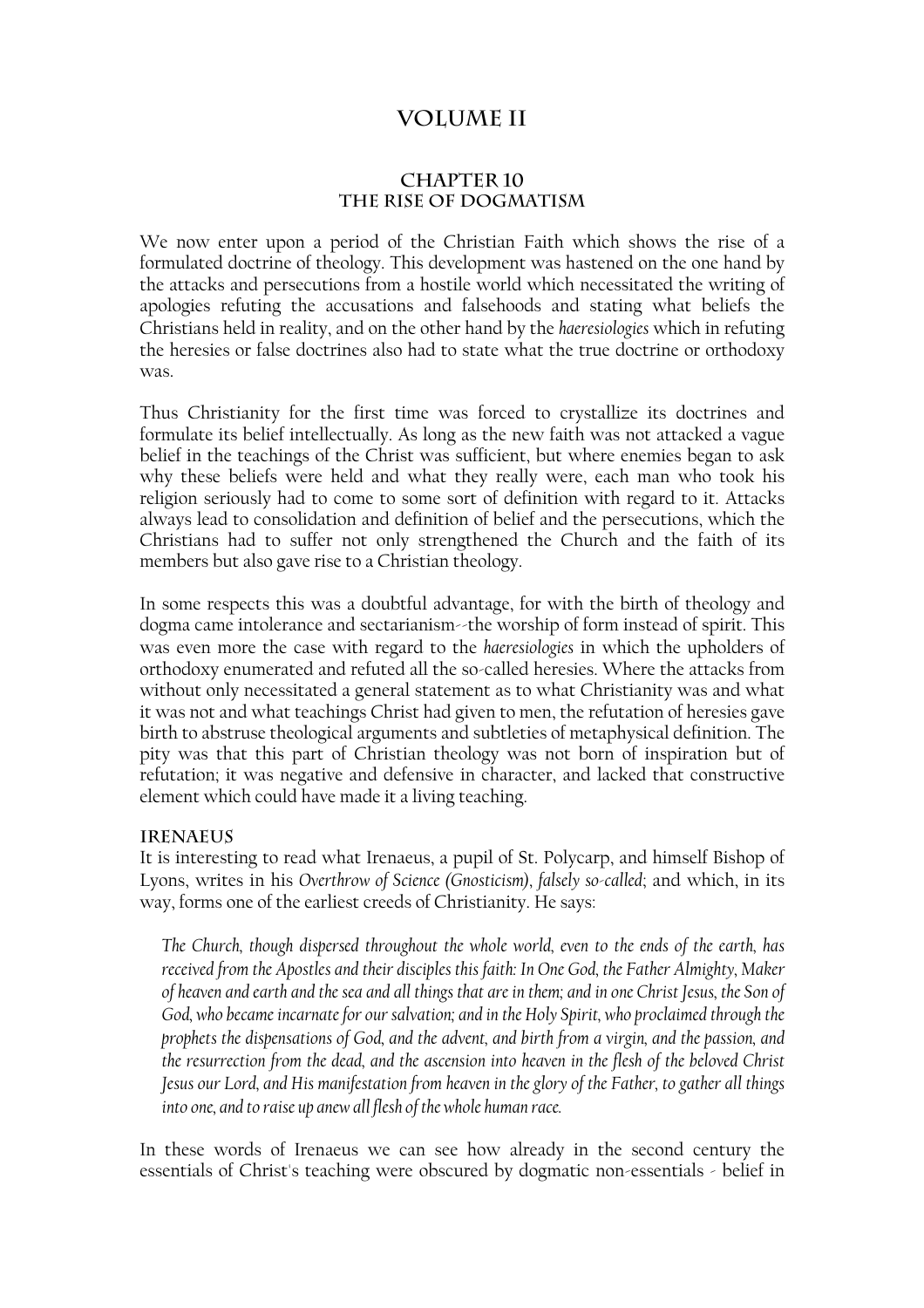# VOLUME II

## CHAPTER 10
## THE RISE OF DOGMATISM

We now enter upon a period of the Christian Faith which shows the rise of a formulated doctrine of theology. This development was hastened on the one hand by the attacks and persecutions from a hostile world which necessitated the writing of apologies refuting the accusations and falsehoods and stating what beliefs the Christians held in reality, and on the other hand by the *haeresiologies* which in refuting the heresies or false doctrines also had to state what the true doctrine or orthodoxy was.

Thus Christianity for the first time was forced to crystallize its doctrines and formulate its belief intellectually. As long as the new faith was not attacked a vague belief in the teachings of the Christ was sufficient, but where enemies began to ask why these beliefs were held and what they really were, each man who took his religion seriously had to come to some sort of definition with regard to it. Attacks always lead to consolidation and definition of belief and the persecutions, which the Christians had to suffer not only strengthened the Church and the faith of its members but also gave rise to a Christian theology.

In some respects this was a doubtful advantage, for with the birth of theology and dogma came intolerance and sectarianism--the worship of form instead of spirit. This was even more the case with regard to the *haeresiologies* in which the upholders of orthodoxy enumerated and refuted all the so-called heresies. Where the attacks from without only necessitated a general statement as to what Christianity was and what it was not and what teachings Christ had given to men, the refutation of heresies gave birth to abstruse theological arguments and subtleties of metaphysical definition. The pity was that this part of Christian theology was not born of inspiration but of refutation; it was negative and defensive in character, and lacked that constructive element which could have made it a living teaching.

### IRENAEUS

It is interesting to read what Irenaeus, a pupil of St. Polycarp, and himself Bishop of Lyons, writes in his *Overthrow of Science (Gnosticism), falsely so-called*; and which, in its way, forms one of the earliest creeds of Christianity. He says:

> *The Church, though dispersed throughout the whole world, even to the ends of the earth, has received from the Apostles and their disciples this faith: In One God, the Father Almighty, Maker of heaven and earth and the sea and all things that are in them; and in one Christ Jesus, the Son of God, who became incarnate for our salvation; and in the Holy Spirit, who proclaimed through the prophets the dispensations of God, and the advent, and birth from a virgin, and the passion, and the resurrection from the dead, and the ascension into heaven in the flesh of the beloved Christ Jesus our Lord, and His manifestation from heaven in the glory of the Father, to gather all things into one, and to raise up anew all flesh of the whole human race.*

In these words of Irenaeus we can see how already in the second century the essentials of Christ's teaching were obscured by dogmatic non-essentials - belief in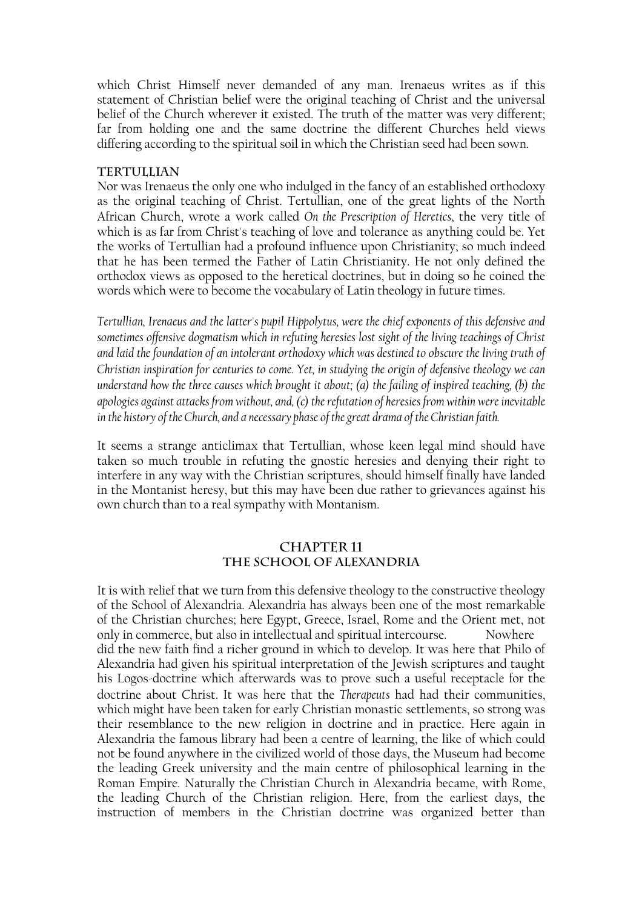which Christ Himself never demanded of any man. Irenaeus writes as if this statement of Christian belief were the original teaching of Christ and the universal belief of the Church wherever it existed. The truth of the matter was very different; far from holding one and the same doctrine the different Churches held views differing according to the spiritual soil in which the Christian seed had been sown.

### Tertullian

Nor was Irenaeus the only one who indulged in the fancy of an established orthodoxy as the original teaching of Christ. Tertullian, one of the great lights of the North African Church, wrote a work called *On the Prescription of Heretics*, the very title of which is as far from Christ's teaching of love and tolerance as anything could be. Yet the works of Tertullian had a profound influence upon Christianity; so much indeed that he has been termed the Father of Latin Christianity. He not only defined the orthodox views as opposed to the heretical doctrines, but in doing so he coined the words which were to become the vocabulary of Latin theology in future times.

*Tertullian, Irenaeus and the latter's pupil Hippolytus, were the chief exponents of this defensive and sometimes offensive dogmatism which in refuting heresies lost sight of the living teachings of Christ and laid the foundation of an intolerant orthodoxy which was destined to obscure the living truth of Christian inspiration for centuries to come. Yet, in studying the origin of defensive theology we can understand how the three causes which brought it about; (a) the failing of inspired teaching, (b) the apologies against attacks from without, and, (c) the refutation of heresies from within were inevitable in the history of the Church, and a necessary phase of the great drama of the Christian faith.*

It seems a strange anticlimax that Tertullian, whose keen legal mind should have taken so much trouble in refuting the gnostic heresies and denying their right to interfere in any way with the Christian scriptures, should himself finally have landed in the Montanist heresy, but this may have been due rather to grievances against his own church than to a real sympathy with Montanism.

## Chapter 11
## The School of Alexandria

It is with relief that we turn from this defensive theology to the constructive theology of the School of Alexandria. Alexandria has always been one of the most remarkable of the Christian churches; here Egypt, Greece, Israel, Rome and the Orient met, not only in commerce, but also in intellectual and spiritual intercourse. Nowhere did the new faith find a richer ground in which to develop. It was here that Philo of Alexandria had given his spiritual interpretation of the Jewish scriptures and taught his Logos-doctrine which afterwards was to prove such a useful receptacle for the doctrine about Christ. It was here that the *Therapeuts* had had their communities, which might have been taken for early Christian monastic settlements, so strong was their resemblance to the new religion in doctrine and in practice. Here again in Alexandria the famous library had been a centre of learning, the like of which could not be found anywhere in the civilized world of those days, the Museum had become the leading Greek university and the main centre of philosophical learning in the Roman Empire. Naturally the Christian Church in Alexandria became, with Rome, the leading Church of the Christian religion. Here, from the earliest days, the instruction of members in the Christian doctrine was organized better than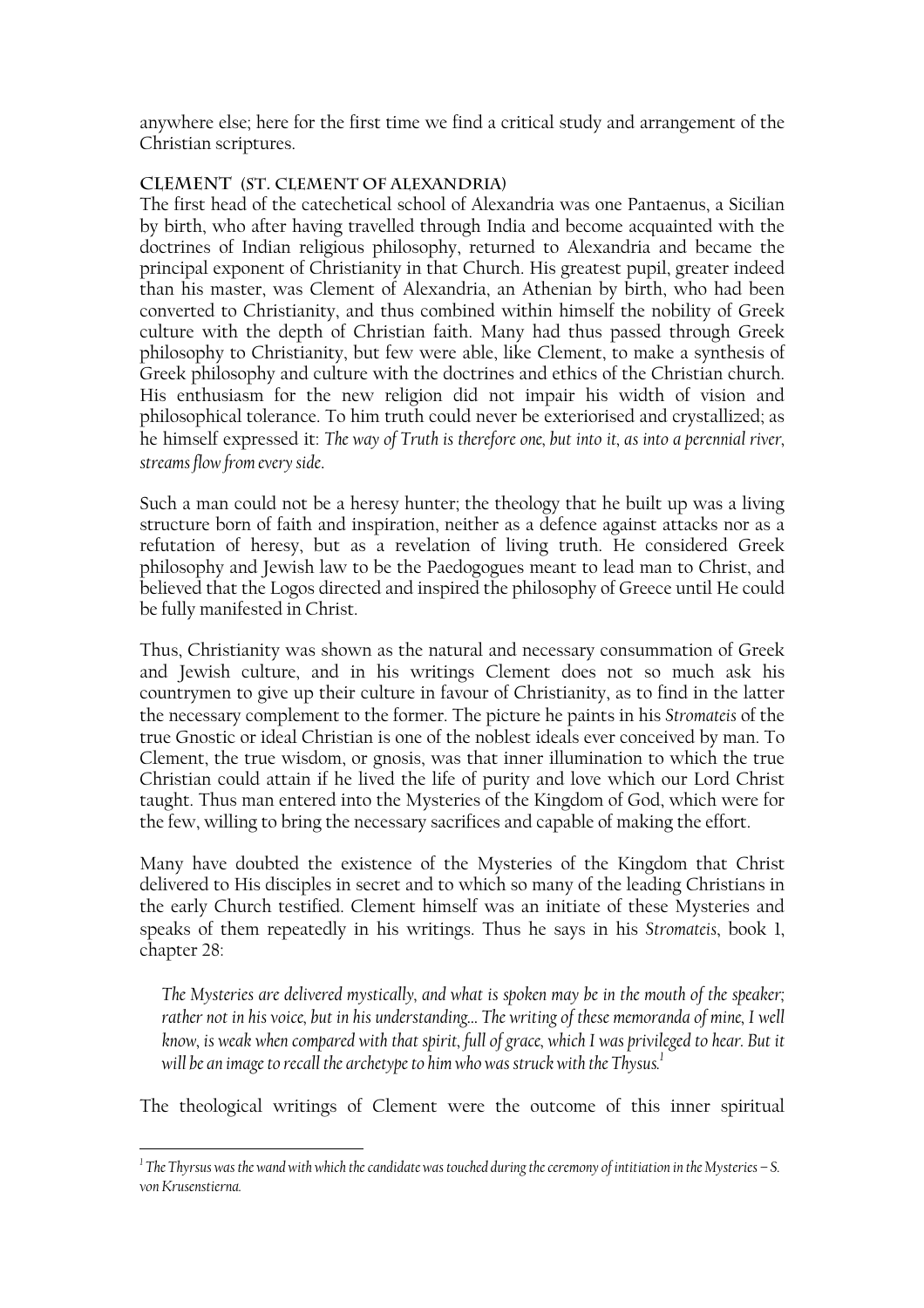anywhere else; here for the first time we find a critical study and arrangement of the Christian scriptures.

### Clement (St. Clement of Alexandria)

The first head of the catechetical school of Alexandria was one Pantaenus, a Sicilian by birth, who after having travelled through India and become acquainted with the doctrines of Indian religious philosophy, returned to Alexandria and became the principal exponent of Christianity in that Church. His greatest pupil, greater indeed than his master, was Clement of Alexandria, an Athenian by birth, who had been converted to Christianity, and thus combined within himself the nobility of Greek culture with the depth of Christian faith. Many had thus passed through Greek philosophy to Christianity, but few were able, like Clement, to make a synthesis of Greek philosophy and culture with the doctrines and ethics of the Christian church. His enthusiasm for the new religion did not impair his width of vision and philosophical tolerance. To him truth could never be exteriorised and crystallized; as he himself expressed it: *The way of Truth is therefore one, but into it, as into a perennial river, streams flow from every side*.

Such a man could not be a heresy hunter; the theology that he built up was a living structure born of faith and inspiration, neither as a defence against attacks nor as a refutation of heresy, but as a revelation of living truth. He considered Greek philosophy and Jewish law to be the Paedogogues meant to lead man to Christ, and believed that the Logos directed and inspired the philosophy of Greece until He could be fully manifested in Christ.

Thus, Christianity was shown as the natural and necessary consummation of Greek and Jewish culture, and in his writings Clement does not so much ask his countrymen to give up their culture in favour of Christianity, as to find in the latter the necessary complement to the former. The picture he paints in his *Stromateis* of the true Gnostic or ideal Christian is one of the noblest ideals ever conceived by man. To Clement, the true wisdom, or gnosis, was that inner illumination to which the true Christian could attain if he lived the life of purity and love which our Lord Christ taught. Thus man entered into the Mysteries of the Kingdom of God, which were for the few, willing to bring the necessary sacrifices and capable of making the effort.

Many have doubted the existence of the Mysteries of the Kingdom that Christ delivered to His disciples in secret and to which so many of the leading Christians in the early Church testified. Clement himself was an initiate of these Mysteries and speaks of them repeatedly in his writings. Thus he says in his *Stromateis*, book 1, chapter 28:

> *The Mysteries are delivered mystically, and what is spoken may be in the mouth of the speaker; rather not in his voice, but in his understanding... The writing of these memoranda of mine, I well know, is weak when compared with that spirit, full of grace, which I was privileged to hear. But it will be an image to recall the archetype to him who was struck with the Thysus.*[1]

The theological writings of Clement were the outcome of this inner spiritual

---

[1] *The Thyrsus was the wand with which the candidate was touched during the ceremony of intitiation in the Mysteries – S. von Krusenstierna.*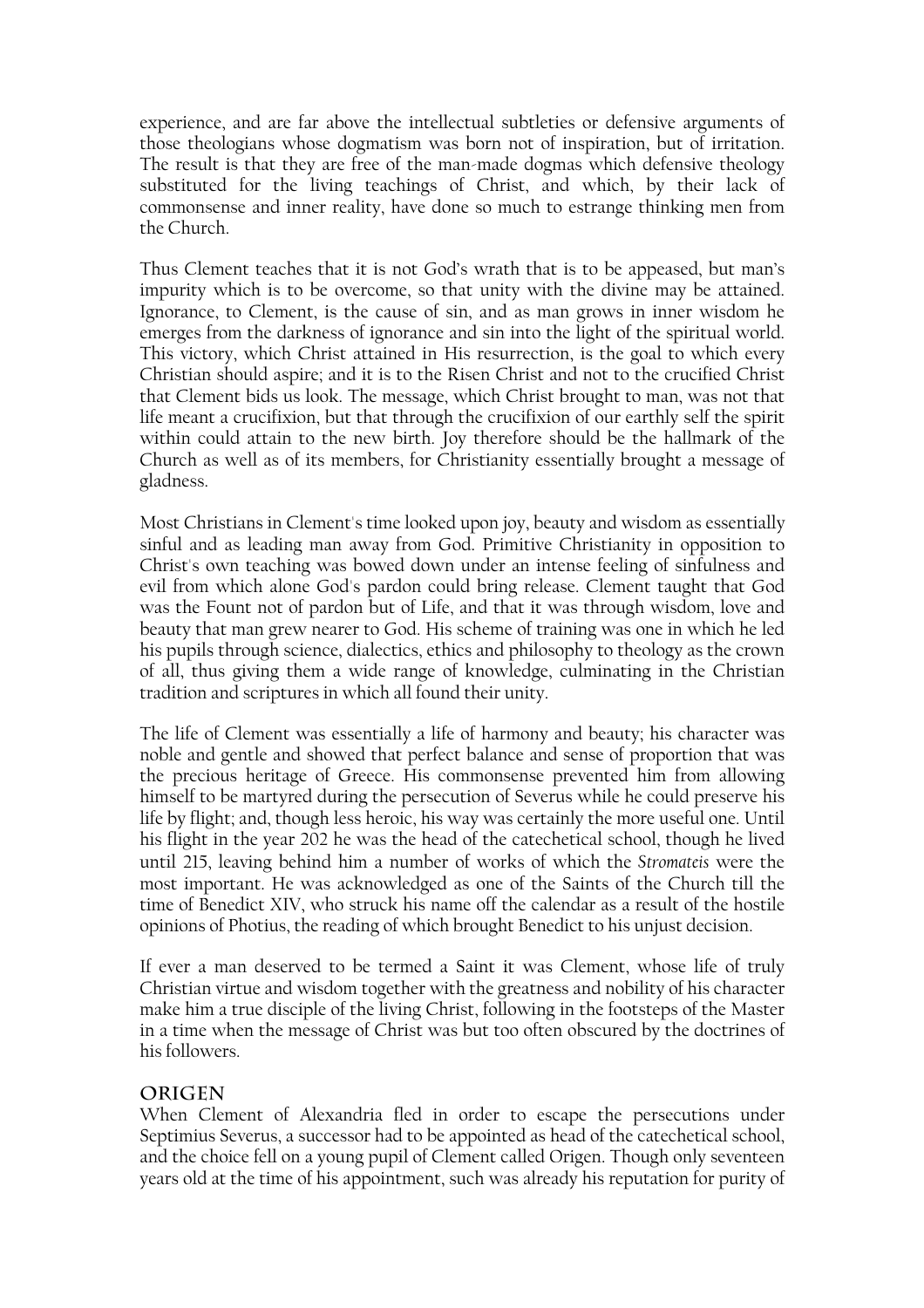experience, and are far above the intellectual subtleties or defensive arguments of those theologians whose dogmatism was born not of inspiration, but of irritation. The result is that they are free of the man-made dogmas which defensive theology substituted for the living teachings of Christ, and which, by their lack of commonsense and inner reality, have done so much to estrange thinking men from the Church.

Thus Clement teaches that it is not God's wrath that is to be appeased, but man's impurity which is to be overcome, so that unity with the divine may be attained. Ignorance, to Clement, is the cause of sin, and as man grows in inner wisdom he emerges from the darkness of ignorance and sin into the light of the spiritual world. This victory, which Christ attained in His resurrection, is the goal to which every Christian should aspire; and it is to the Risen Christ and not to the crucified Christ that Clement bids us look. The message, which Christ brought to man, was not that life meant a crucifixion, but that through the crucifixion of our earthly self the spirit within could attain to the new birth. Joy therefore should be the hallmark of the Church as well as of its members, for Christianity essentially brought a message of gladness.

Most Christians in Clement's time looked upon joy, beauty and wisdom as essentially sinful and as leading man away from God. Primitive Christianity in opposition to Christ's own teaching was bowed down under an intense feeling of sinfulness and evil from which alone God's pardon could bring release. Clement taught that God was the Fount not of pardon but of Life, and that it was through wisdom, love and beauty that man grew nearer to God. His scheme of training was one in which he led his pupils through science, dialectics, ethics and philosophy to theology as the crown of all, thus giving them a wide range of knowledge, culminating in the Christian tradition and scriptures in which all found their unity.

The life of Clement was essentially a life of harmony and beauty; his character was noble and gentle and showed that perfect balance and sense of proportion that was the precious heritage of Greece. His commonsense prevented him from allowing himself to be martyred during the persecution of Severus while he could preserve his life by flight; and, though less heroic, his way was certainly the more useful one. Until his flight in the year 202 he was the head of the catechetical school, though he lived until 215, leaving behind him a number of works of which the *Stromateis* were the most important. He was acknowledged as one of the Saints of the Church till the time of Benedict XIV, who struck his name off the calendar as a result of the hostile opinions of Photius, the reading of which brought Benedict to his unjust decision.

If ever a man deserved to be termed a Saint it was Clement, whose life of truly Christian virtue and wisdom together with the greatness and nobility of his character make him a true disciple of the living Christ, following in the footsteps of the Master in a time when the message of Christ was but too often obscured by the doctrines of his followers.

## Origen

When Clement of Alexandria fled in order to escape the persecutions under Septimius Severus, a successor had to be appointed as head of the catechetical school, and the choice fell on a young pupil of Clement called Origen. Though only seventeen years old at the time of his appointment, such was already his reputation for purity of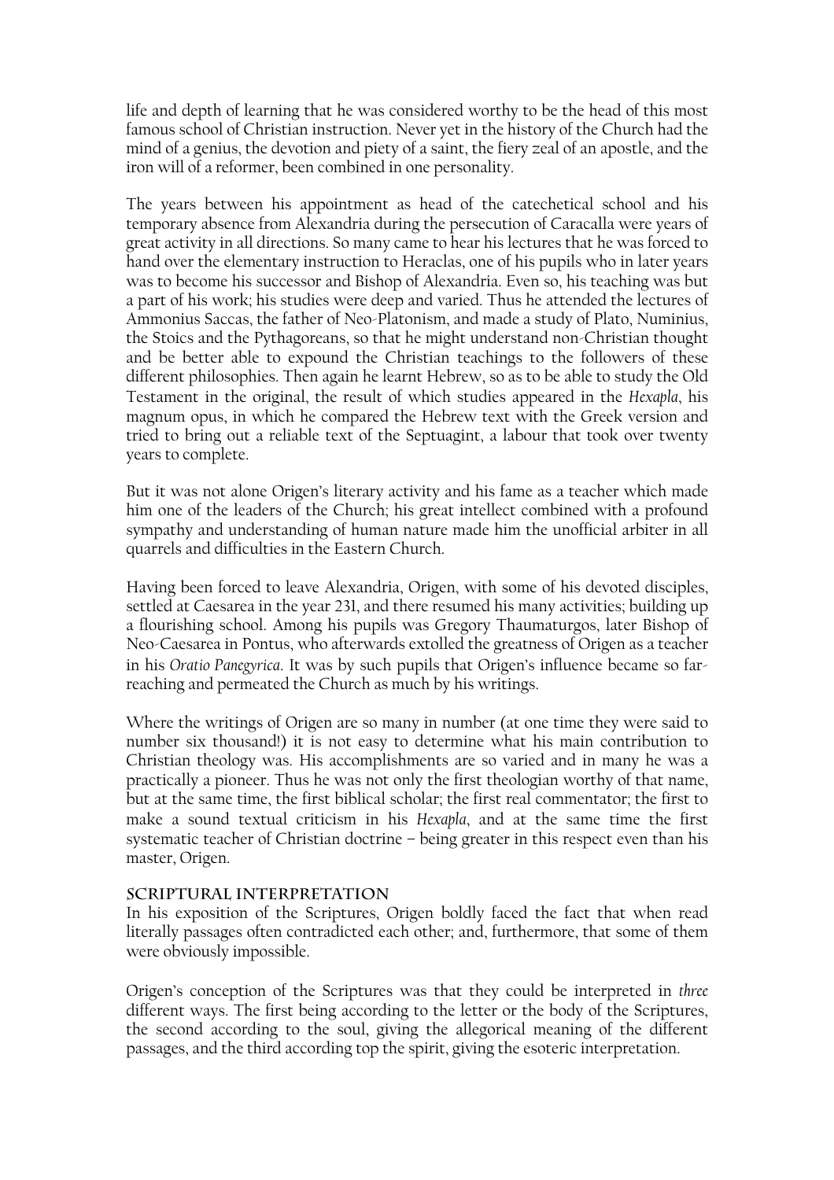life and depth of learning that he was considered worthy to be the head of this most famous school of Christian instruction. Never yet in the history of the Church had the mind of a genius, the devotion and piety of a saint, the fiery zeal of an apostle, and the iron will of a reformer, been combined in one personality.

The years between his appointment as head of the catechetical school and his temporary absence from Alexandria during the persecution of Caracalla were years of great activity in all directions. So many came to hear his lectures that he was forced to hand over the elementary instruction to Heraclas, one of his pupils who in later years was to become his successor and Bishop of Alexandria. Even so, his teaching was but a part of his work; his studies were deep and varied. Thus he attended the lectures of Ammonius Saccas, the father of Neo-Platonism, and made a study of Plato, Numinius, the Stoics and the Pythagoreans, so that he might understand non-Christian thought and be better able to expound the Christian teachings to the followers of these different philosophies. Then again he learnt Hebrew, so as to be able to study the Old Testament in the original, the result of which studies appeared in the *Hexapla*, his magnum opus, in which he compared the Hebrew text with the Greek version and tried to bring out a reliable text of the Septuagint, a labour that took over twenty years to complete.

But it was not alone Origen's literary activity and his fame as a teacher which made him one of the leaders of the Church; his great intellect combined with a profound sympathy and understanding of human nature made him the unofficial arbiter in all quarrels and difficulties in the Eastern Church.

Having been forced to leave Alexandria, Origen, with some of his devoted disciples, settled at Caesarea in the year 231, and there resumed his many activities; building up a flourishing school. Among his pupils was Gregory Thaumaturgos, later Bishop of Neo-Caesarea in Pontus, who afterwards extolled the greatness of Origen as a teacher in his *Oratio Panegyrica*. It was by such pupils that Origen's influence became so far-reaching and permeated the Church as much by his writings.

Where the writings of Origen are so many in number (at one time they were said to number six thousand!) it is not easy to determine what his main contribution to Christian theology was. His accomplishments are so varied and in many he was a practically a pioneer. Thus he was not only the first theologian worthy of that name, but at the same time, the first biblical scholar; the first real commentator; the first to make a sound textual criticism in his *Hexapla*, and at the same time the first systematic teacher of Christian doctrine – being greater in this respect even than his master, Origen.

### SCRIPTURAL INTERPRETATION

In his exposition of the Scriptures, Origen boldly faced the fact that when read literally passages often contradicted each other; and, furthermore, that some of them were obviously impossible.

Origen's conception of the Scriptures was that they could be interpreted in *three* different ways. The first being according to the letter or the body of the Scriptures, the second according to the soul, giving the allegorical meaning of the different passages, and the third according top the spirit, giving the esoteric interpretation.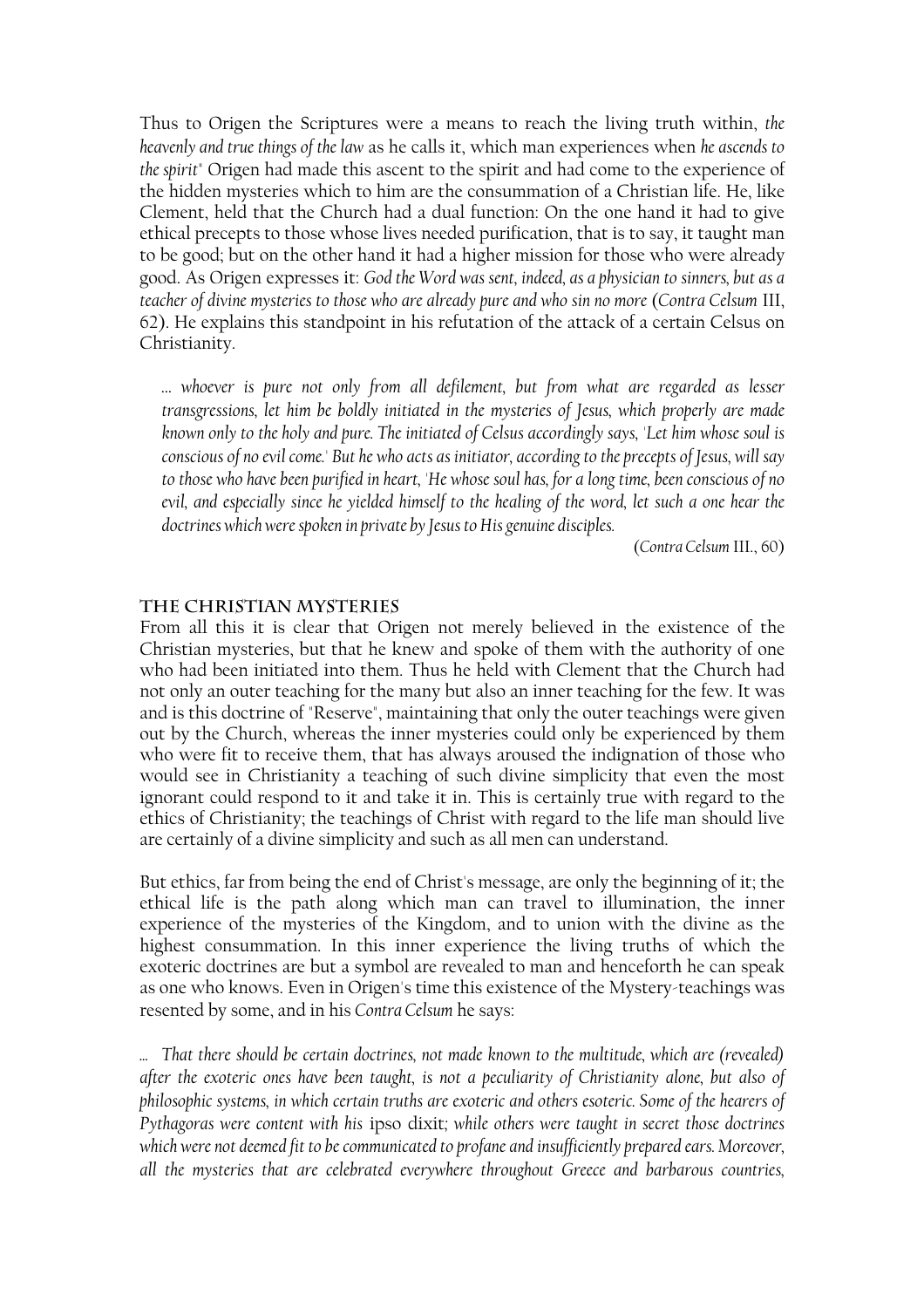Thus to Origen the Scriptures were a means to reach the living truth within, *the heavenly and true things of the law* as he calls it, which man experiences when *he ascends to the spirit*" Origen had made this ascent to the spirit and had come to the experience of the hidden mysteries which to him are the consummation of a Christian life. He, like Clement, held that the Church had a dual function: On the one hand it had to give ethical precepts to those whose lives needed purification, that is to say, it taught man to be good; but on the other hand it had a higher mission for those who were already good. As Origen expresses it: *God the Word was sent, indeed, as a physician to sinners, but as a teacher of divine mysteries to those who are already pure and who sin no more* (*Contra Celsum* III, 62). He explains this standpoint in his refutation of the attack of a certain Celsus on Christianity.

> *... whoever is pure not only from all defilement, but from what are regarded as lesser transgressions, let him be boldly initiated in the mysteries of Jesus, which properly are made known only to the holy and pure. The initiated of Celsus accordingly says, 'Let him whose soul is conscious of no evil come.' But he who acts as initiator, according to the precepts of Jesus, will say to those who have been purified in heart, 'He whose soul has, for a long time, been conscious of no evil, and especially since he yielded himself to the healing of the word, let such a one hear the doctrines which were spoken in private by Jesus to His genuine disciples.*
>
> (*Contra Celsum* III., 60)

## The Christian Mysteries

From all this it is clear that Origen not merely believed in the existence of the Christian mysteries, but that he knew and spoke of them with the authority of one who had been initiated into them. Thus he held with Clement that the Church had not only an outer teaching for the many but also an inner teaching for the few. It was and is this doctrine of "Reserve", maintaining that only the outer teachings were given out by the Church, whereas the inner mysteries could only be experienced by them who were fit to receive them, that has always aroused the indignation of those who would see in Christianity a teaching of such divine simplicity that even the most ignorant could respond to it and take it in. This is certainly true with regard to the ethics of Christianity; the teachings of Christ with regard to the life man should live are certainly of a divine simplicity and such as all men can understand.

But ethics, far from being the end of Christ's message, are only the beginning of it; the ethical life is the path along which man can travel to illumination, the inner experience of the mysteries of the Kingdom, and to union with the divine as the highest consummation. In this inner experience the living truths of which the exoteric doctrines are but a symbol are revealed to man and henceforth he can speak as one who knows. Even in Origen's time this existence of the Mystery-teachings was resented by some, and in his *Contra Celsum* he says:

> *... That there should be certain doctrines, not made known to the multitude, which are (revealed) after the exoteric ones have been taught, is not a peculiarity of Christianity alone, but also of philosophic systems, in which certain truths are exoteric and others esoteric. Some of the hearers of Pythagoras were content with his* ipso dixit; *while others were taught in secret those doctrines which were not deemed fit to be communicated to profane and insufficiently prepared ears. Moreover, all the mysteries that are celebrated everywhere throughout Greece and barbarous countries,*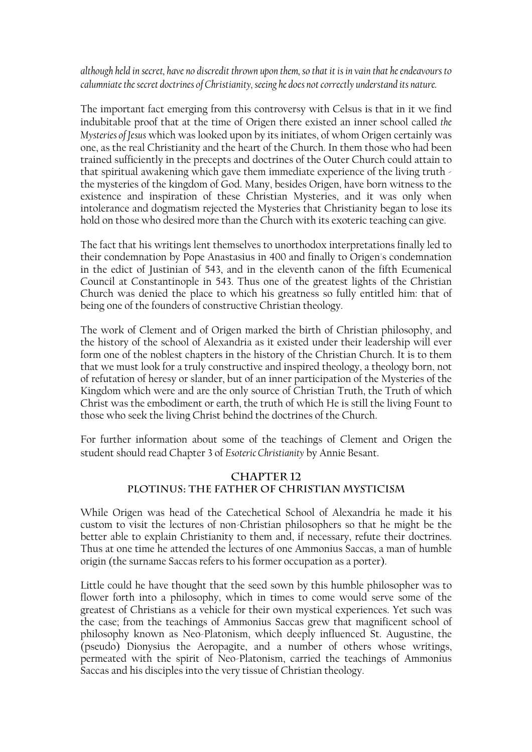*although held in secret, have no discredit thrown upon them, so that it is in vain that he endeavours to calumniate the secret doctrines of Christianity, seeing he does not correctly understand its nature.*

The important fact emerging from this controversy with Celsus is that in it we find indubitable proof that at the time of Origen there existed an inner school called *the Mysteries of Jesus* which was looked upon by its initiates, of whom Origen certainly was one, as the real Christianity and the heart of the Church. In them those who had been trained sufficiently in the precepts and doctrines of the Outer Church could attain to that spiritual awakening which gave them immediate experience of the living truth - the mysteries of the kingdom of God. Many, besides Origen, have born witness to the existence and inspiration of these Christian Mysteries, and it was only when intolerance and dogmatism rejected the Mysteries that Christianity began to lose its hold on those who desired more than the Church with its exoteric teaching can give.

The fact that his writings lent themselves to unorthodox interpretations finally led to their condemnation by Pope Anastasius in 400 and finally to Origen's condemnation in the edict of Justinian of 543, and in the eleventh canon of the fifth Ecumenical Council at Constantinople in 543. Thus one of the greatest lights of the Christian Church was denied the place to which his greatness so fully entitled him: that of being one of the founders of constructive Christian theology.

The work of Clement and of Origen marked the birth of Christian philosophy, and the history of the school of Alexandria as it existed under their leadership will ever form one of the noblest chapters in the history of the Christian Church. It is to them that we must look for a truly constructive and inspired theology, a theology born, not of refutation of heresy or slander, but of an inner participation of the Mysteries of the Kingdom which were and are the only source of Christian Truth, the Truth of which Christ was the embodiment or earth, the truth of which He is still the living Fount to those who seek the living Christ behind the doctrines of the Church.

For further information about some of the teachings of Clement and Origen the student should read Chapter 3 of *Esoteric Christianity* by Annie Besant.

## CHAPTER 12
## PLOTINUS: THE FATHER OF CHRISTIAN MYSTICISM

While Origen was head of the Catechetical School of Alexandria he made it his custom to visit the lectures of non-Christian philosophers so that he might be the better able to explain Christianity to them and, if necessary, refute their doctrines. Thus at one time he attended the lectures of one Ammonius Saccas, a man of humble origin (the surname Saccas refers to his former occupation as a porter).

Little could he have thought that the seed sown by this humble philosopher was to flower forth into a philosophy, which in times to come would serve some of the greatest of Christians as a vehicle for their own mystical experiences. Yet such was the case; from the teachings of Ammonius Saccas grew that magnificent school of philosophy known as Neo-Platonism, which deeply influenced St. Augustine, the (pseudo) Dionysius the Aeropagite, and a number of others whose writings, permeated with the spirit of Neo-Platonism, carried the teachings of Ammonius Saccas and his disciples into the very tissue of Christian theology.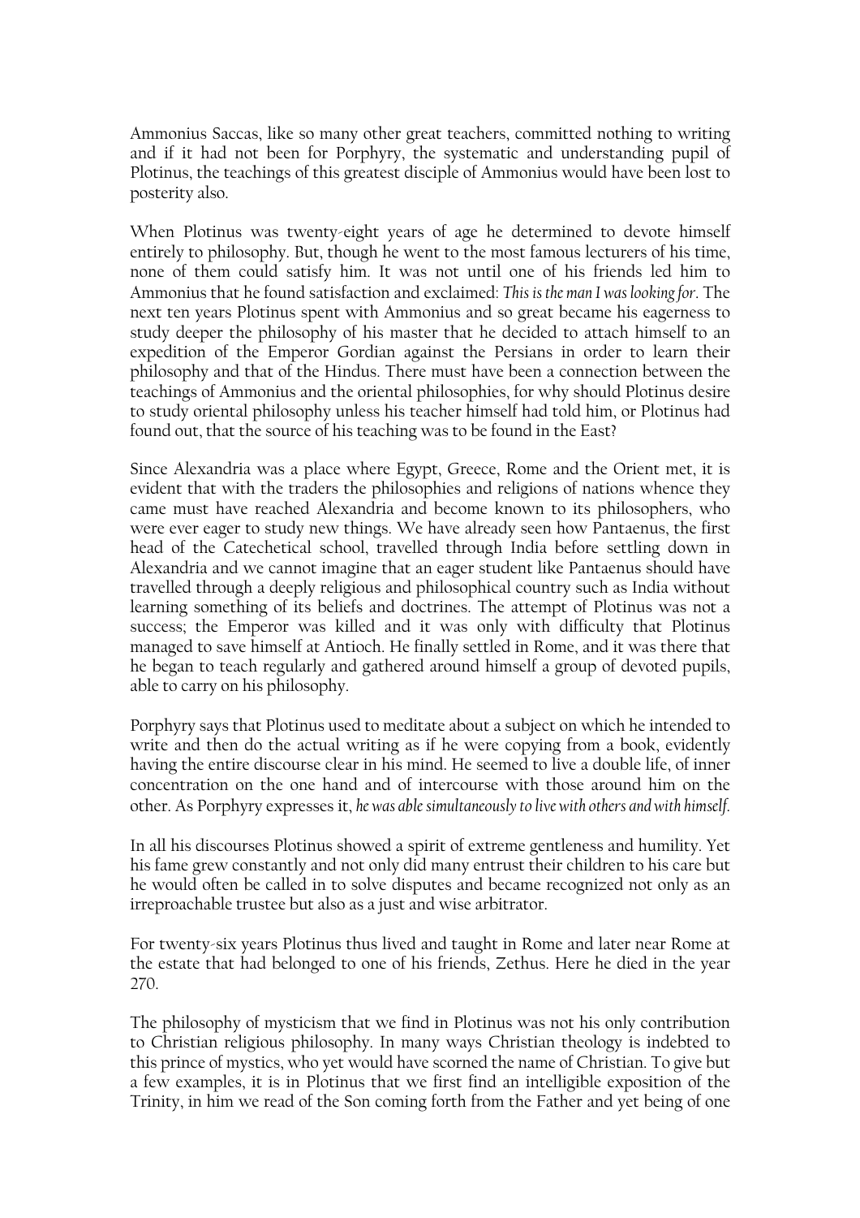Ammonius Saccas, like so many other great teachers, committed nothing to writing and if it had not been for Porphyry, the systematic and understanding pupil of Plotinus, the teachings of this greatest disciple of Ammonius would have been lost to posterity also.

When Plotinus was twenty-eight years of age he determined to devote himself entirely to philosophy. But, though he went to the most famous lecturers of his time, none of them could satisfy him. It was not until one of his friends led him to Ammonius that he found satisfaction and exclaimed: *This is the man I was looking for*. The next ten years Plotinus spent with Ammonius and so great became his eagerness to study deeper the philosophy of his master that he decided to attach himself to an expedition of the Emperor Gordian against the Persians in order to learn their philosophy and that of the Hindus. There must have been a connection between the teachings of Ammonius and the oriental philosophies, for why should Plotinus desire to study oriental philosophy unless his teacher himself had told him, or Plotinus had found out, that the source of his teaching was to be found in the East?

Since Alexandria was a place where Egypt, Greece, Rome and the Orient met, it is evident that with the traders the philosophies and religions of nations whence they came must have reached Alexandria and become known to its philosophers, who were ever eager to study new things. We have already seen how Pantaenus, the first head of the Catechetical school, travelled through India before settling down in Alexandria and we cannot imagine that an eager student like Pantaenus should have travelled through a deeply religious and philosophical country such as India without learning something of its beliefs and doctrines. The attempt of Plotinus was not a success; the Emperor was killed and it was only with difficulty that Plotinus managed to save himself at Antioch. He finally settled in Rome, and it was there that he began to teach regularly and gathered around himself a group of devoted pupils, able to carry on his philosophy.

Porphyry says that Plotinus used to meditate about a subject on which he intended to write and then do the actual writing as if he were copying from a book, evidently having the entire discourse clear in his mind. He seemed to live a double life, of inner concentration on the one hand and of intercourse with those around him on the other. As Porphyry expresses it, *he was able simultaneously to live with others and with himself*.

In all his discourses Plotinus showed a spirit of extreme gentleness and humility. Yet his fame grew constantly and not only did many entrust their children to his care but he would often be called in to solve disputes and became recognized not only as an irreproachable trustee but also as a just and wise arbitrator.

For twenty-six years Plotinus thus lived and taught in Rome and later near Rome at the estate that had belonged to one of his friends, Zethus. Here he died in the year 270.

The philosophy of mysticism that we find in Plotinus was not his only contribution to Christian religious philosophy. In many ways Christian theology is indebted to this prince of mystics, who yet would have scorned the name of Christian. To give but a few examples, it is in Plotinus that we first find an intelligible exposition of the Trinity, in him we read of the Son coming forth from the Father and yet being of one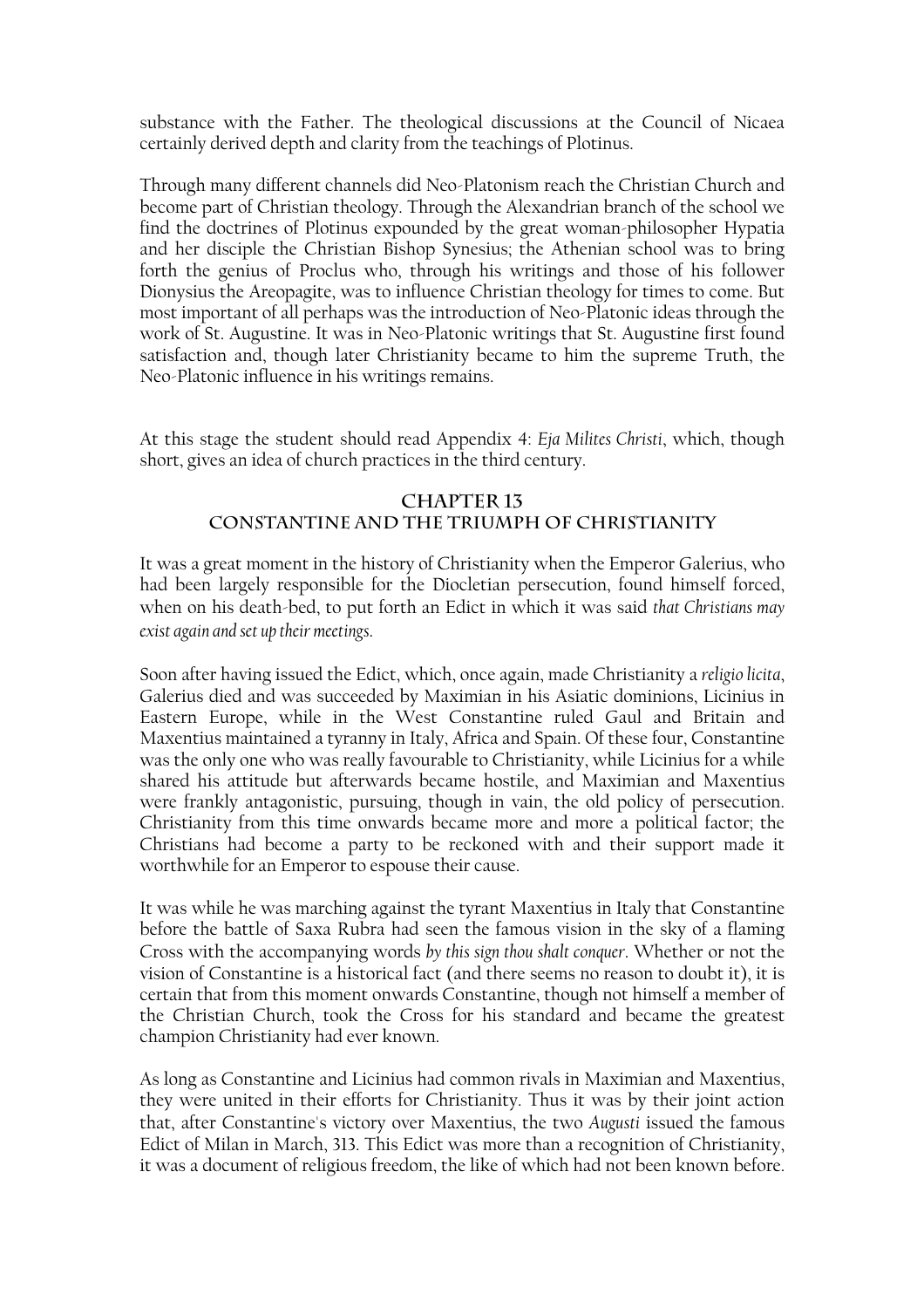substance with the Father. The theological discussions at the Council of Nicaea certainly derived depth and clarity from the teachings of Plotinus.

Through many different channels did Neo-Platonism reach the Christian Church and become part of Christian theology. Through the Alexandrian branch of the school we find the doctrines of Plotinus expounded by the great woman-philosopher Hypatia and her disciple the Christian Bishop Synesius; the Athenian school was to bring forth the genius of Proclus who, through his writings and those of his follower Dionysius the Areopagite, was to influence Christian theology for times to come. But most important of all perhaps was the introduction of Neo-Platonic ideas through the work of St. Augustine. It was in Neo-Platonic writings that St. Augustine first found satisfaction and, though later Christianity became to him the supreme Truth, the Neo-Platonic influence in his writings remains.

At this stage the student should read Appendix 4: *Eja Milites Christi*, which, though short, gives an idea of church practices in the third century.

## CHAPTER 13
## CONSTANTINE AND THE TRIUMPH OF CHRISTIANITY

It was a great moment in the history of Christianity when the Emperor Galerius, who had been largely responsible for the Diocletian persecution, found himself forced, when on his death-bed, to put forth an Edict in which it was said *that Christians may exist again and set up their meetings*.

Soon after having issued the Edict, which, once again, made Christianity a *religio licita*, Galerius died and was succeeded by Maximian in his Asiatic dominions, Licinius in Eastern Europe, while in the West Constantine ruled Gaul and Britain and Maxentius maintained a tyranny in Italy, Africa and Spain. Of these four, Constantine was the only one who was really favourable to Christianity, while Licinius for a while shared his attitude but afterwards became hostile, and Maximian and Maxentius were frankly antagonistic, pursuing, though in vain, the old policy of persecution. Christianity from this time onwards became more and more a political factor; the Christians had become a party to be reckoned with and their support made it worthwhile for an Emperor to espouse their cause.

It was while he was marching against the tyrant Maxentius in Italy that Constantine before the battle of Saxa Rubra had seen the famous vision in the sky of a flaming Cross with the accompanying words *by this sign thou shalt conquer*. Whether or not the vision of Constantine is a historical fact (and there seems no reason to doubt it), it is certain that from this moment onwards Constantine, though not himself a member of the Christian Church, took the Cross for his standard and became the greatest champion Christianity had ever known.

As long as Constantine and Licinius had common rivals in Maximian and Maxentius, they were united in their efforts for Christianity. Thus it was by their joint action that, after Constantine's victory over Maxentius, the two *Augusti* issued the famous Edict of Milan in March, 313. This Edict was more than a recognition of Christianity, it was a document of religious freedom, the like of which had not been known before.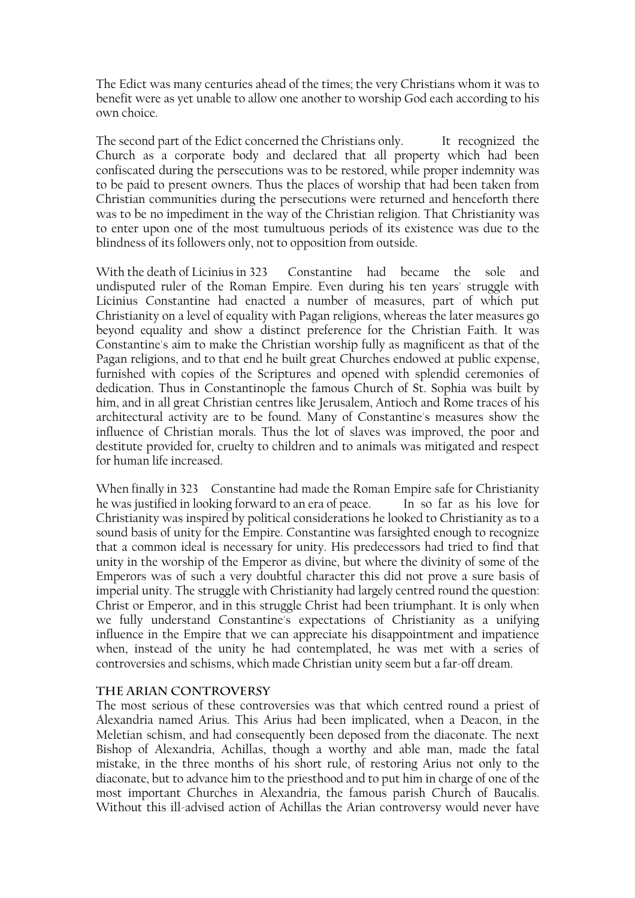The Edict was many centuries ahead of the times; the very Christians whom it was to benefit were as yet unable to allow one another to worship God each according to his own choice.

The second part of the Edict concerned the Christians only. It recognized the Church as a corporate body and declared that all property which had been confiscated during the persecutions was to be restored, while proper indemnity was to be paid to present owners. Thus the places of worship that had been taken from Christian communities during the persecutions were returned and henceforth there was to be no impediment in the way of the Christian religion. That Christianity was to enter upon one of the most tumultuous periods of its existence was due to the blindness of its followers only, not to opposition from outside.

With the death of Licinius in 323 Constantine had became the sole and undisputed ruler of the Roman Empire. Even during his ten years' struggle with Licinius Constantine had enacted a number of measures, part of which put Christianity on a level of equality with Pagan religions, whereas the later measures go beyond equality and show a distinct preference for the Christian Faith. It was Constantine's aim to make the Christian worship fully as magnificent as that of the Pagan religions, and to that end he built great Churches endowed at public expense, furnished with copies of the Scriptures and opened with splendid ceremonies of dedication. Thus in Constantinople the famous Church of St. Sophia was built by him, and in all great Christian centres like Jerusalem, Antioch and Rome traces of his architectural activity are to be found. Many of Constantine's measures show the influence of Christian morals. Thus the lot of slaves was improved, the poor and destitute provided for, cruelty to children and to animals was mitigated and respect for human life increased.

When finally in 323 Constantine had made the Roman Empire safe for Christianity he was justified in looking forward to an era of peace. In so far as his love for Christianity was inspired by political considerations he looked to Christianity as to a sound basis of unity for the Empire. Constantine was farsighted enough to recognize that a common ideal is necessary for unity. His predecessors had tried to find that unity in the worship of the Emperor as divine, but where the divinity of some of the Emperors was of such a very doubtful character this did not prove a sure basis of imperial unity. The struggle with Christianity had largely centred round the question: Christ or Emperor, and in this struggle Christ had been triumphant. It is only when we fully understand Constantine's expectations of Christianity as a unifying influence in the Empire that we can appreciate his disappointment and impatience when, instead of the unity he had contemplated, he was met with a series of controversies and schisms, which made Christian unity seem but a far-off dream.

### The Arian Controversy

The most serious of these controversies was that which centred round a priest of Alexandria named Arius. This Arius had been implicated, when a Deacon, in the Meletian schism, and had consequently been deposed from the diaconate. The next Bishop of Alexandria, Achillas, though a worthy and able man, made the fatal mistake, in the three months of his short rule, of restoring Arius not only to the diaconate, but to advance him to the priesthood and to put him in charge of one of the most important Churches in Alexandria, the famous parish Church of Baucalis. Without this ill-advised action of Achillas the Arian controversy would never have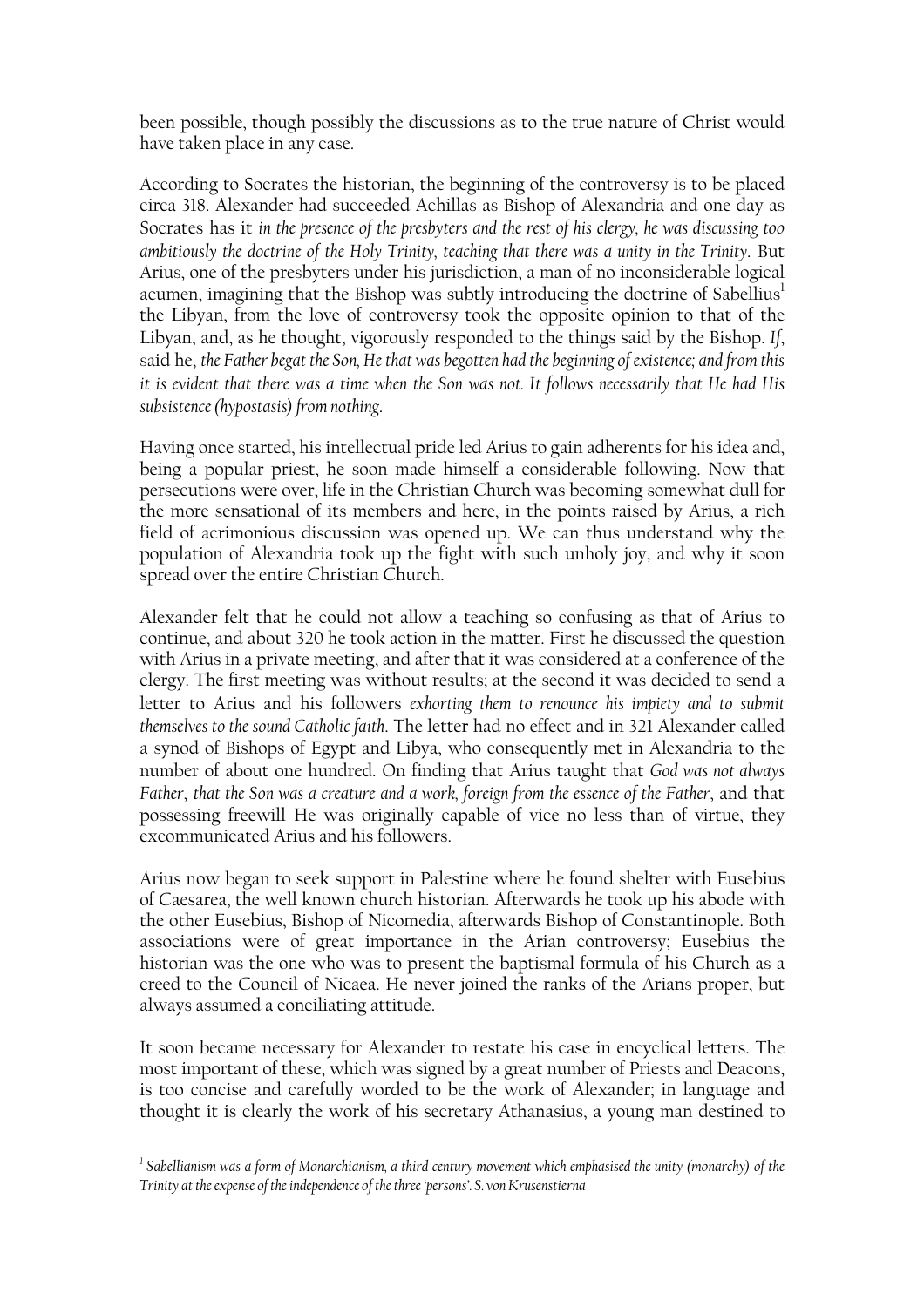been possible, though possibly the discussions as to the true nature of Christ would have taken place in any case.

According to Socrates the historian, the beginning of the controversy is to be placed circa 318. Alexander had succeeded Achillas as Bishop of Alexandria and one day as Socrates has it *in the presence of the presbyters and the rest of his clergy, he was discussing too ambitiously the doctrine of the Holy Trinity, teaching that there was a unity in the Trinity*. But Arius, one of the presbyters under his jurisdiction, a man of no inconsiderable logical acumen, imagining that the Bishop was subtly introducing the doctrine of Sabellius[1] the Libyan, from the love of controversy took the opposite opinion to that of the Libyan, and, as he thought, vigorously responded to the things said by the Bishop. *If*, said he, *the Father begat the Son, He that was begotten had the beginning of existence; and from this it is evident that there was a time when the Son was not. It follows necessarily that He had His subsistence (hypostasis) from nothing*.

Having once started, his intellectual pride led Arius to gain adherents for his idea and, being a popular priest, he soon made himself a considerable following. Now that persecutions were over, life in the Christian Church was becoming somewhat dull for the more sensational of its members and here, in the points raised by Arius, a rich field of acrimonious discussion was opened up. We can thus understand why the population of Alexandria took up the fight with such unholy joy, and why it soon spread over the entire Christian Church.

Alexander felt that he could not allow a teaching so confusing as that of Arius to continue, and about 320 he took action in the matter. First he discussed the question with Arius in a private meeting, and after that it was considered at a conference of the clergy. The first meeting was without results; at the second it was decided to send a letter to Arius and his followers *exhorting them to renounce his impiety and to submit themselves to the sound Catholic faith*. The letter had no effect and in 321 Alexander called a synod of Bishops of Egypt and Libya, who consequently met in Alexandria to the number of about one hundred. On finding that Arius taught that *God was not always Father*, *that the Son was a creature and a work, foreign from the essence of the Father*, and that possessing freewill He was originally capable of vice no less than of virtue, they excommunicated Arius and his followers.

Arius now began to seek support in Palestine where he found shelter with Eusebius of Caesarea, the well known church historian. Afterwards he took up his abode with the other Eusebius, Bishop of Nicomedia, afterwards Bishop of Constantinople. Both associations were of great importance in the Arian controversy; Eusebius the historian was the one who was to present the baptismal formula of his Church as a creed to the Council of Nicaea. He never joined the ranks of the Arians proper, but always assumed a conciliating attitude.

It soon became necessary for Alexander to restate his case in encyclical letters. The most important of these, which was signed by a great number of Priests and Deacons, is too concise and carefully worded to be the work of Alexander; in language and thought it is clearly the work of his secretary Athanasius, a young man destined to

---

[1] *Sabellianism was a form of Monarchianism, a third century movement which emphasised the unity (monarchy) of the Trinity at the expense of the independence of the three 'persons'. S. von Krusenstierna*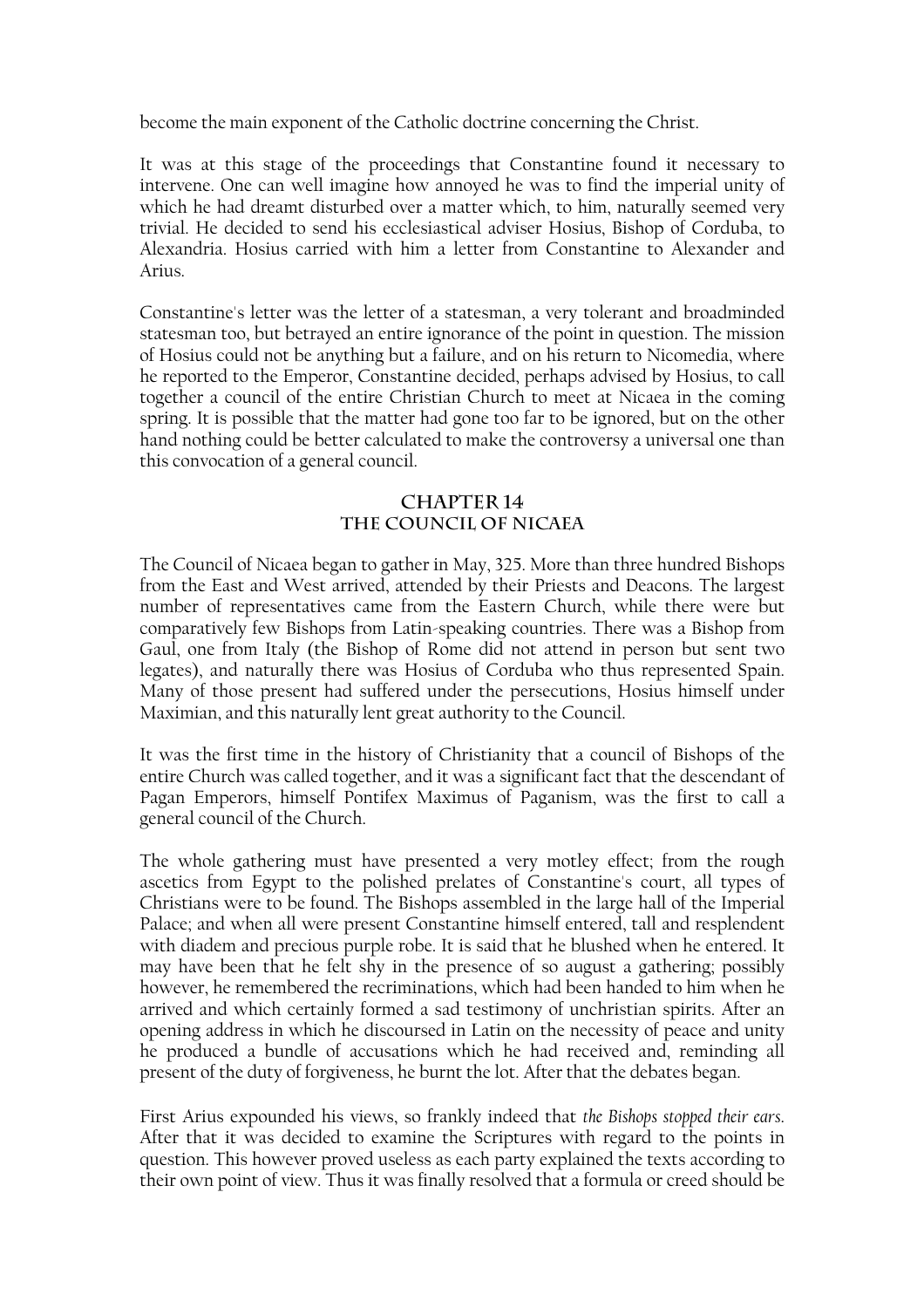become the main exponent of the Catholic doctrine concerning the Christ.

It was at this stage of the proceedings that Constantine found it necessary to intervene. One can well imagine how annoyed he was to find the imperial unity of which he had dreamt disturbed over a matter which, to him, naturally seemed very trivial. He decided to send his ecclesiastical adviser Hosius, Bishop of Corduba, to Alexandria. Hosius carried with him a letter from Constantine to Alexander and Arius.

Constantine's letter was the letter of a statesman, a very tolerant and broadminded statesman too, but betrayed an entire ignorance of the point in question. The mission of Hosius could not be anything but a failure, and on his return to Nicomedia, where he reported to the Emperor, Constantine decided, perhaps advised by Hosius, to call together a council of the entire Christian Church to meet at Nicaea in the coming spring. It is possible that the matter had gone too far to be ignored, but on the other hand nothing could be better calculated to make the controversy a universal one than this convocation of a general council.

## CHAPTER 14
## THE COUNCIL OF NICAEA

The Council of Nicaea began to gather in May, 325. More than three hundred Bishops from the East and West arrived, attended by their Priests and Deacons. The largest number of representatives came from the Eastern Church, while there were but comparatively few Bishops from Latin-speaking countries. There was a Bishop from Gaul, one from Italy (the Bishop of Rome did not attend in person but sent two legates), and naturally there was Hosius of Corduba who thus represented Spain. Many of those present had suffered under the persecutions, Hosius himself under Maximian, and this naturally lent great authority to the Council.

It was the first time in the history of Christianity that a council of Bishops of the entire Church was called together, and it was a significant fact that the descendant of Pagan Emperors, himself Pontifex Maximus of Paganism, was the first to call a general council of the Church.

The whole gathering must have presented a very motley effect; from the rough ascetics from Egypt to the polished prelates of Constantine's court, all types of Christians were to be found. The Bishops assembled in the large hall of the Imperial Palace; and when all were present Constantine himself entered, tall and resplendent with diadem and precious purple robe. It is said that he blushed when he entered. It may have been that he felt shy in the presence of so august a gathering; possibly however, he remembered the recriminations, which had been handed to him when he arrived and which certainly formed a sad testimony of unchristian spirits. After an opening address in which he discoursed in Latin on the necessity of peace and unity he produced a bundle of accusations which he had received and, reminding all present of the duty of forgiveness, he burnt the lot. After that the debates began.

First Arius expounded his views, so frankly indeed that *the Bishops stopped their ears*. After that it was decided to examine the Scriptures with regard to the points in question. This however proved useless as each party explained the texts according to their own point of view. Thus it was finally resolved that a formula or creed should be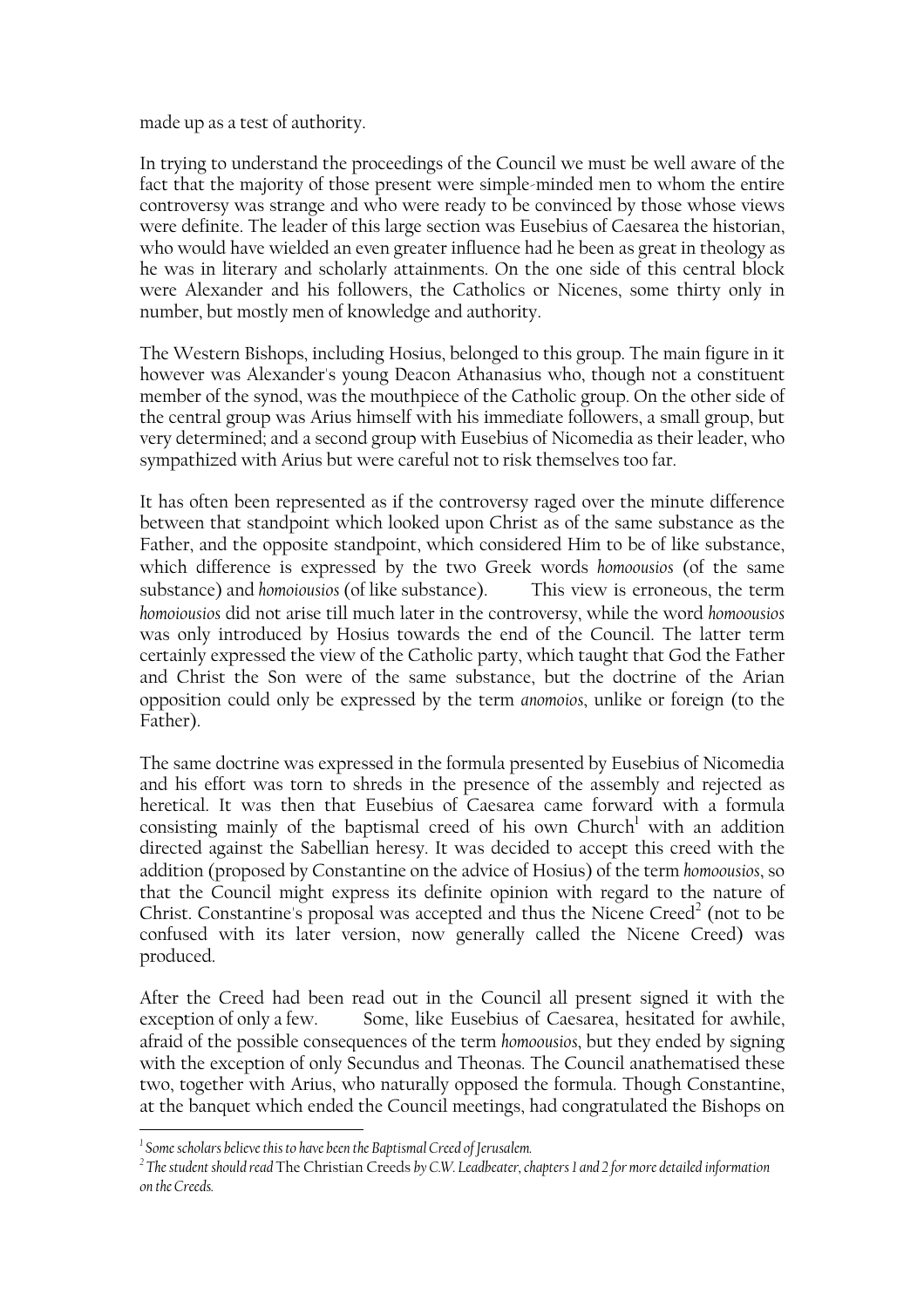made up as a test of authority.

In trying to understand the proceedings of the Council we must be well aware of the fact that the majority of those present were simple-minded men to whom the entire controversy was strange and who were ready to be convinced by those whose views were definite. The leader of this large section was Eusebius of Caesarea the historian, who would have wielded an even greater influence had he been as great in theology as he was in literary and scholarly attainments. On the one side of this central block were Alexander and his followers, the Catholics or Nicenes, some thirty only in number, but mostly men of knowledge and authority.

The Western Bishops, including Hosius, belonged to this group. The main figure in it however was Alexander's young Deacon Athanasius who, though not a constituent member of the synod, was the mouthpiece of the Catholic group. On the other side of the central group was Arius himself with his immediate followers, a small group, but very determined; and a second group with Eusebius of Nicomedia as their leader, who sympathized with Arius but were careful not to risk themselves too far.

It has often been represented as if the controversy raged over the minute difference between that standpoint which looked upon Christ as of the same substance as the Father, and the opposite standpoint, which considered Him to be of like substance, which difference is expressed by the two Greek words *homoousios* (of the same substance) and *homoiousios* (of like substance). This view is erroneous, the term *homoiousios* did not arise till much later in the controversy, while the word *homoousios* was only introduced by Hosius towards the end of the Council. The latter term certainly expressed the view of the Catholic party, which taught that God the Father and Christ the Son were of the same substance, but the doctrine of the Arian opposition could only be expressed by the term *anomoios*, unlike or foreign (to the Father).

The same doctrine was expressed in the formula presented by Eusebius of Nicomedia and his effort was torn to shreds in the presence of the assembly and rejected as heretical. It was then that Eusebius of Caesarea came forward with a formula consisting mainly of the baptismal creed of his own Church[1] with an addition directed against the Sabellian heresy. It was decided to accept this creed with the addition (proposed by Constantine on the advice of Hosius) of the term *homoousios*, so that the Council might express its definite opinion with regard to the nature of Christ. Constantine's proposal was accepted and thus the Nicene Creed[2] (not to be confused with its later version, now generally called the Nicene Creed) was produced.

After the Creed had been read out in the Council all present signed it with the exception of only a few. Some, like Eusebius of Caesarea, hesitated for awhile, afraid of the possible consequences of the term *homoousios*, but they ended by signing with the exception of only Secundus and Theonas. The Council anathematised these two, together with Arius, who naturally opposed the formula. Though Constantine, at the banquet which ended the Council meetings, had congratulated the Bishops on

---

[1] *Some scholars believe this to have been the Baptismal Creed of Jerusalem.*

[2] *The student should read* The Christian Creeds *by C.W. Leadbeater, chapters 1 and 2 for more detailed information on the Creeds.*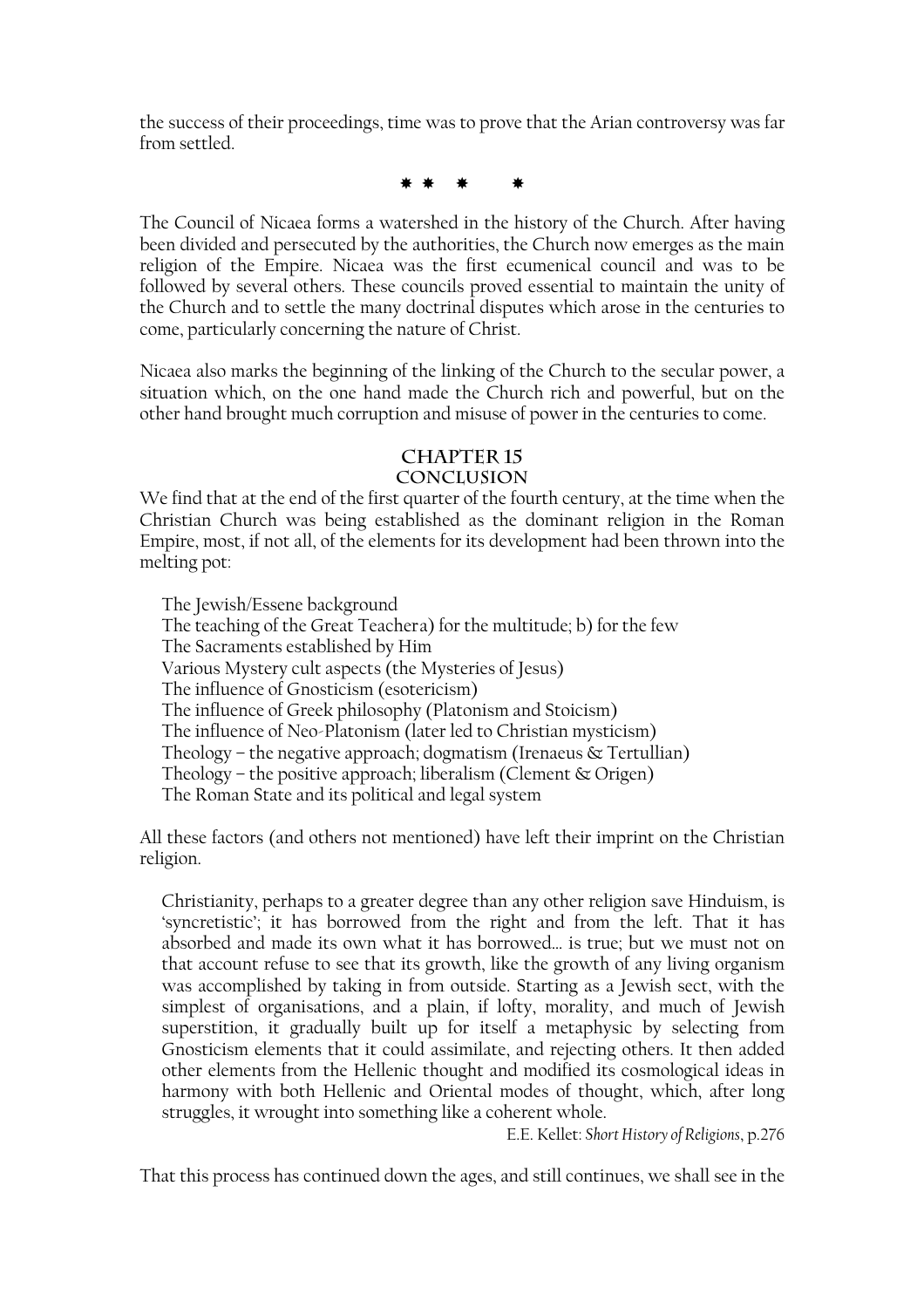the success of their proceedings, time was to prove that the Arian controversy was far from settled.

\* \* \* \*

The Council of Nicaea forms a watershed in the history of the Church. After having been divided and persecuted by the authorities, the Church now emerges as the main religion of the Empire. Nicaea was the first ecumenical council and was to be followed by several others. These councils proved essential to maintain the unity of the Church and to settle the many doctrinal disputes which arose in the centuries to come, particularly concerning the nature of Christ.

Nicaea also marks the beginning of the linking of the Church to the secular power, a situation which, on the one hand made the Church rich and powerful, but on the other hand brought much corruption and misuse of power in the centuries to come.

## CHAPTER 15
### CONCLUSION

We find that at the end of the first quarter of the fourth century, at the time when the Christian Church was being established as the dominant religion in the Roman Empire, most, if not all, of the elements for its development had been thrown into the melting pot:

- The Jewish/Essene background
- The teaching of the Great Teachera) for the multitude; b) for the few
- The Sacraments established by Him
- Various Mystery cult aspects (the Mysteries of Jesus)
- The influence of Gnosticism (esotericism)
- The influence of Greek philosophy (Platonism and Stoicism)
- The influence of Neo-Platonism (later led to Christian mysticism)
- Theology – the negative approach; dogmatism (Irenaeus & Tertullian)
- Theology – the positive approach; liberalism (Clement & Origen)
- The Roman State and its political and legal system

All these factors (and others not mentioned) have left their imprint on the Christian religion.

> Christianity, perhaps to a greater degree than any other religion save Hinduism, is 'syncretistic'; it has borrowed from the right and from the left. That it has absorbed and made its own what it has borrowed… is true; but we must not on that account refuse to see that its growth, like the growth of any living organism was accomplished by taking in from outside. Starting as a Jewish sect, with the simplest of organisations, and a plain, if lofty, morality, and much of Jewish superstition, it gradually built up for itself a metaphysic by selecting from Gnosticism elements that it could assimilate, and rejecting others. It then added other elements from the Hellenic thought and modified its cosmological ideas in harmony with both Hellenic and Oriental modes of thought, which, after long struggles, it wrought into something like a coherent whole.
>
> E.E. Kellet: *Short History of Religions*, p.276

That this process has continued down the ages, and still continues, we shall see in the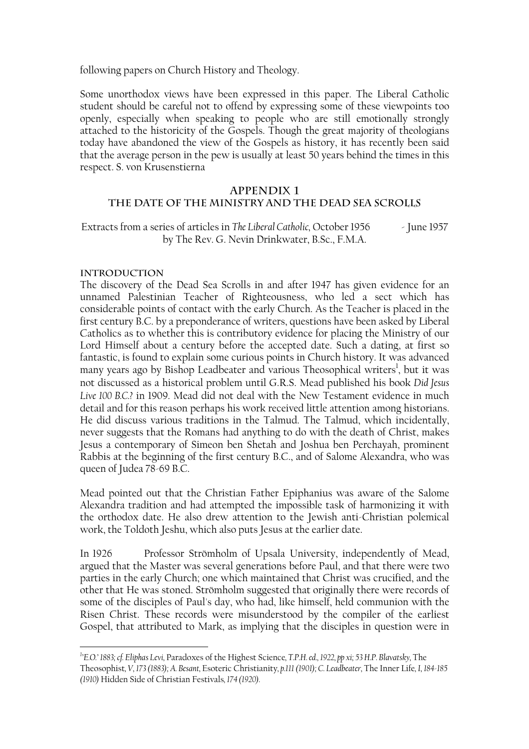following papers on Church History and Theology.

Some unorthodox views have been expressed in this paper. The Liberal Catholic student should be careful not to offend by expressing some of these viewpoints too openly, especially when speaking to people who are still emotionally strongly attached to the historicity of the Gospels. Though the great majority of theologians today have abandoned the view of the Gospels as history, it has recently been said that the average person in the pew is usually at least 50 years behind the times in this respect. S. von Krusenstierna

## APPENDIX 1
## THE DATE OF THE MINISTRY AND THE DEAD SEA SCROLLS

Extracts from a series of articles in *The Liberal Catholic,* October 1956 - June 1957 by The Rev. G. Nevin Drinkwater, B.Sc., F.M.A.

### INTRODUCTION

The discovery of the Dead Sea Scrolls in and after 1947 has given evidence for an unnamed Palestinian Teacher of Righteousness, who led a sect which has considerable points of contact with the early Church. As the Teacher is placed in the first century B.C. by a preponderance of writers, questions have been asked by Liberal Catholics as to whether this is contributory evidence for placing the Ministry of our Lord Himself about a century before the accepted date. Such a dating, at first so fantastic, is found to explain some curious points in Church history. It was advanced many years ago by Bishop Leadbeater and various Theosophical writers[1], but it was not discussed as a historical problem until G.R.S. Mead published his book *Did Jesus Live 100 B.C.?* in 1909. Mead did not deal with the New Testament evidence in much detail and for this reason perhaps his work received little attention among historians. He did discuss various traditions in the Talmud. The Talmud, which incidentally, never suggests that the Romans had anything to do with the death of Christ, makes Jesus a contemporary of Simeon ben Shetah and Joshua ben Perchayah, prominent Rabbis at the beginning of the first century B.C., and of Salome Alexandra, who was queen of Judea 78-69 B.C.

Mead pointed out that the Christian Father Epiphanius was aware of the Salome Alexandra tradition and had attempted the impossible task of harmonizing it with the orthodox date. He also drew attention to the Jewish anti-Christian polemical work, the Toldoth Jeshu, which also puts Jesus at the earlier date.

In 1926 Professor Strömholm of Upsala University, independently of Mead, argued that the Master was several generations before Paul, and that there were two parties in the early Church; one which maintained that Christ was crucified, and the other that He was stoned. Strömholm suggested that originally there were records of some of the disciples of Paul's day, who had, like himself, held communion with the Risen Christ. These records were misunderstood by the compiler of the earliest Gospel, that attributed to Mark, as implying that the disciples in question were in

---

[1] 'E.O.' 1883; *cf. Eliphas Levi,* Paradoxes of the Highest Science, *T.P.H. ed., 1922, pp xi; 53 H.P. Blavatsky,* The Theosophist, *V, 173 (1883); A. Besant,* Esoteric Christianity, *p.111 (1901); C. Leadbeater,* The Inner Life, *I, 184-185 (1910)* Hidden Side of Christian Festivals, *174 (1920).*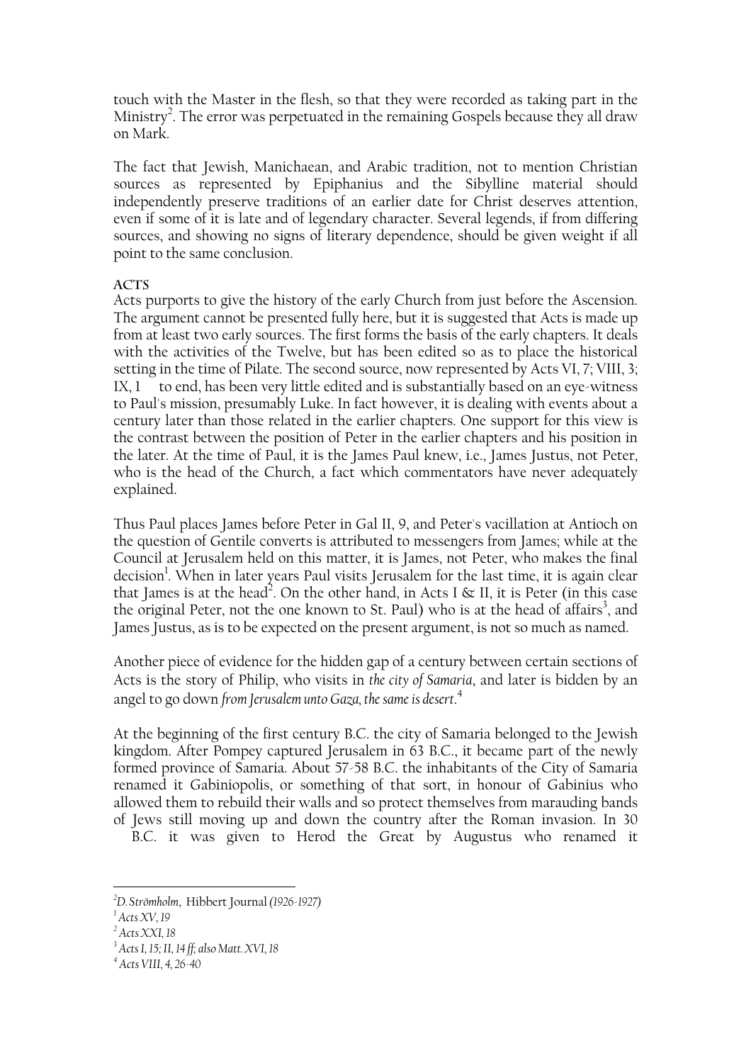touch with the Master in the flesh, so that they were recorded as taking part in the Ministry[2]. The error was perpetuated in the remaining Gospels because they all draw on Mark.

The fact that Jewish, Manichaean, and Arabic tradition, not to mention Christian sources as represented by Epiphanius and the Sibylline material should independently preserve traditions of an earlier date for Christ deserves attention, even if some of it is late and of legendary character. Several legends, if from differing sources, and showing no signs of literary dependence, should be given weight if all point to the same conclusion.

**ACTS**

Acts purports to give the history of the early Church from just before the Ascension. The argument cannot be presented fully here, but it is suggested that Acts is made up from at least two early sources. The first forms the basis of the early chapters. It deals with the activities of the Twelve, but has been edited so as to place the historical setting in the time of Pilate. The second source, now represented by Acts VI, 7; VIII, 3; IX, 1 to end, has been very little edited and is substantially based on an eye-witness to Paul's mission, presumably Luke. In fact however, it is dealing with events about a century later than those related in the earlier chapters. One support for this view is the contrast between the position of Peter in the earlier chapters and his position in the later. At the time of Paul, it is the James Paul knew, i.e., James Justus, not Peter, who is the head of the Church, a fact which commentators have never adequately explained.

Thus Paul places James before Peter in Gal II, 9, and Peter's vacillation at Antioch on the question of Gentile converts is attributed to messengers from James; while at the Council at Jerusalem held on this matter, it is James, not Peter, who makes the final decision[1]. When in later years Paul visits Jerusalem for the last time, it is again clear that James is at the head[2]. On the other hand, in Acts I & II, it is Peter (in this case the original Peter, not the one known to St. Paul) who is at the head of affairs[3], and James Justus, as is to be expected on the present argument, is not so much as named.

Another piece of evidence for the hidden gap of a century between certain sections of Acts is the story of Philip, who visits in *the city of Samaria*, and later is bidden by an angel to go down *from Jerusalem unto Gaza, the same is desert*.[4]

At the beginning of the first century B.C. the city of Samaria belonged to the Jewish kingdom. After Pompey captured Jerusalem in 63 B.C., it became part of the newly formed province of Samaria. About 57-58 B.C. the inhabitants of the City of Samaria renamed it Gabiniopolis, or something of that sort, in honour of Gabinius who allowed them to rebuild their walls and so protect themselves from marauding bands of Jews still moving up and down the country after the Roman invasion. In 30 B.C. it was given to Herod the Great by Augustus who renamed it

---

[2] *D. Strömholm*, Hibbert Journal *(1926-1927)*

[1] *Acts XV, 19*

[2] *Acts XXI, 18*

[3] *Acts I, 15; II, 14 ff; also Matt. XVI, 18*

[4] *Acts VIII, 4, 26-40*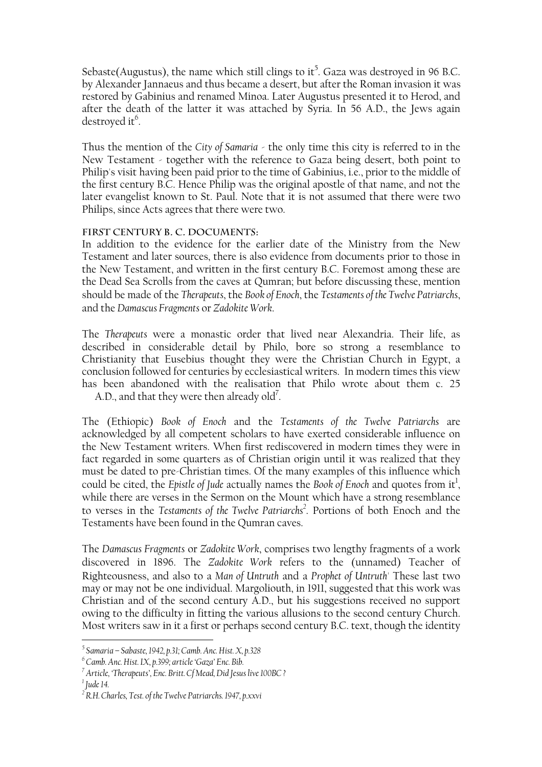Sebaste(Augustus), the name which still clings to it[5]. Gaza was destroyed in 96 B.C. by Alexander Jannaeus and thus became a desert, but after the Roman invasion it was restored by Gabinius and renamed Minoa. Later Augustus presented it to Herod, and after the death of the latter it was attached by Syria. In 56 A.D., the Jews again destroyed it[6].

Thus the mention of the *City of Samaria* - the only time this city is referred to in the New Testament - together with the reference to Gaza being desert, both point to Philip's visit having been paid prior to the time of Gabinius, i.e., prior to the middle of the first century B.C. Hence Philip was the original apostle of that name, and not the later evangelist known to St. Paul. Note that it is not assumed that there were two Philips, since Acts agrees that there were two.

**FIRST CENTURY B. C. DOCUMENTS:**

In addition to the evidence for the earlier date of the Ministry from the New Testament and later sources, there is also evidence from documents prior to those in the New Testament, and written in the first century B.C. Foremost among these are the Dead Sea Scrolls from the caves at Qumran; but before discussing these, mention should be made of the *Therapeuts*, the *Book of Enoch*, the *Testaments of the Twelve Patriarchs*, and the *Damascus Fragments* or *Zadokite Work*.

The *Therapeuts* were a monastic order that lived near Alexandria. Their life, as described in considerable detail by Philo, bore so strong a resemblance to Christianity that Eusebius thought they were the Christian Church in Egypt, a conclusion followed for centuries by ecclesiastical writers. In modern times this view has been abandoned with the realisation that Philo wrote about them c. 25 A.D., and that they were then already old[7].

The (Ethiopic) *Book of Enoch* and the *Testaments of the Twelve Patriarchs* are acknowledged by all competent scholars to have exerted considerable influence on the New Testament writers. When first rediscovered in modern times they were in fact regarded in some quarters as of Christian origin until it was realized that they must be dated to pre-Christian times. Of the many examples of this influence which could be cited, the *Epistle of Jude* actually names the *Book of Enoch* and quotes from it[1], while there are verses in the Sermon on the Mount which have a strong resemblance to verses in the *Testaments of the Twelve Patriarchs*[2]. Portions of both Enoch and the Testaments have been found in the Qumran caves.

The *Damascus Fragments* or *Zadokite Work*, comprises two lengthy fragments of a work discovered in 1896. The *Zadokite Work* refers to the (unnamed) Teacher of Righteousness, and also to a *Man of Untruth* and a *Prophet of Untruth'* These last two may or may not be one individual. Margoliouth, in 1911, suggested that this work was Christian and of the second century A.D., but his suggestions received no support owing to the difficulty in fitting the various allusions to the second century Church. Most writers saw in it a first or perhaps second century B.C. text, though the identity

---

[5] *Samaria – Sabaste, 1942, p.31; Camb. Anc. Hist. X, p.328*

[6] *Camb. Anc. Hist. IX, p.399; article 'Gaza' Enc. Bib.*

[7] *Article, 'Therapeuts', Enc. Britt. Cf Mead, Did Jesus live 100BC ?*

[1] *Jude 14.*

[2] *R.H. Charles, Test. of the Twelve Patriarchs. 1947, p.xxvi*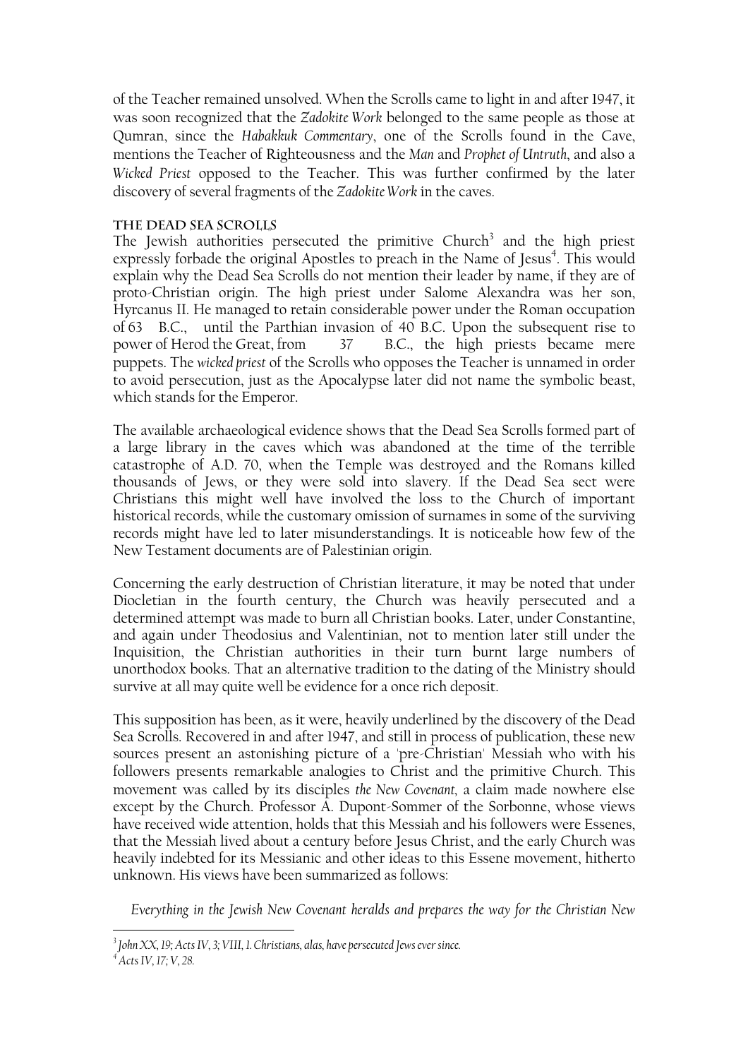of the Teacher remained unsolved. When the Scrolls came to light in and after 1947, it was soon recognized that the *Zadokite Work* belonged to the same people as those at Qumran, since the *Habakkuk Commentary*, one of the Scrolls found in the Cave, mentions the Teacher of Righteousness and the *Man* and *Prophet of Untruth*, and also a *Wicked Priest* opposed to the Teacher. This was further confirmed by the later discovery of several fragments of the *Zadokite Work* in the caves.

## The Dead Sea Scrolls

The Jewish authorities persecuted the primitive Church[3] and the high priest expressly forbade the original Apostles to preach in the Name of Jesus[4]. This would explain why the Dead Sea Scrolls do not mention their leader by name, if they are of proto-Christian origin. The high priest under Salome Alexandra was her son, Hyrcanus II. He managed to retain considerable power under the Roman occupation of 63 B.C., until the Parthian invasion of 40 B.C. Upon the subsequent rise to power of Herod the Great, from 37 B.C., the high priests became mere puppets. The *wicked priest* of the Scrolls who opposes the Teacher is unnamed in order to avoid persecution, just as the Apocalypse later did not name the symbolic beast, which stands for the Emperor.

The available archaeological evidence shows that the Dead Sea Scrolls formed part of a large library in the caves which was abandoned at the time of the terrible catastrophe of A.D. 70, when the Temple was destroyed and the Romans killed thousands of Jews, or they were sold into slavery. If the Dead Sea sect were Christians this might well have involved the loss to the Church of important historical records, while the customary omission of surnames in some of the surviving records might have led to later misunderstandings. It is noticeable how few of the New Testament documents are of Palestinian origin.

Concerning the early destruction of Christian literature, it may be noted that under Diocletian in the fourth century, the Church was heavily persecuted and a determined attempt was made to burn all Christian books. Later, under Constantine, and again under Theodosius and Valentinian, not to mention later still under the Inquisition, the Christian authorities in their turn burnt large numbers of unorthodox books. That an alternative tradition to the dating of the Ministry should survive at all may quite well be evidence for a once rich deposit.

This supposition has been, as it were, heavily underlined by the discovery of these Dead Sea Scrolls. Recovered in and after 1947, and still in process of publication, these new sources present an astonishing picture of a 'pre-Christian' Messiah who with his followers presents remarkable analogies to Christ and the primitive Church. This movement was called by its disciples *the New Covenant*, a claim made nowhere else except by the Church. Professor A. Dupont-Sommer of the Sorbonne, whose views have received wide attention, holds that this Messiah and his followers were Essenes, that the Messiah lived about a century before Jesus Christ, and the early Church was heavily indebted for its Messianic and other ideas to this Essene movement, hitherto unknown. His views have been summarized as follows:

> *Everything in the Jewish New Covenant heralds and prepares the way for the Christian New*

---

[3] *John XX, 19; Acts IV, 3; VIII, 1. Christians, alas, have persecuted Jews ever since.*

[4] *Acts IV, 17; V, 28.*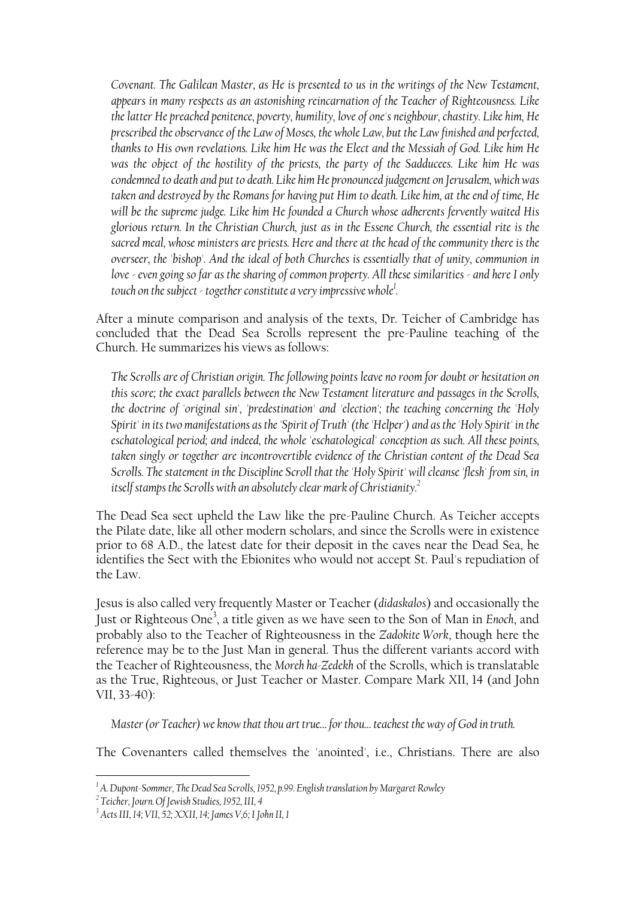*Covenant. The Galilean Master, as He is presented to us in the writings of the New Testament, appears in many respects as an astonishing reincarnation of the Teacher of Righteousness. Like the latter He preached penitence, poverty, humility, love of one's neighbour, chastity. Like him, He prescribed the observance of the Law of Moses, the whole Law, but the Law finished and perfected, thanks to His own revelations. Like him He was the Elect and the Messiah of God. Like him He was the object of the hostility of the priests, the party of the Sadducees. Like him He was condemned to death and put to death. Like him He pronounced judgement on Jerusalem, which was taken and destroyed by the Romans for having put Him to death. Like him, at the end of time, He will be the supreme judge. Like him He founded a Church whose adherents fervently waited His glorious return. In the Christian Church, just as in the Essene Church, the essential rite is the sacred meal, whose ministers are priests. Here and there at the head of the community there is the overseer, the 'bishop'. And the ideal of both Churches is essentially that of unity, communion in love - even going so far as the sharing of common property. All these similarities - and here I only touch on the subject - together constitute a very impressive whole*[1].

After a minute comparison and analysis of the texts, Dr. Teicher of Cambridge has concluded that the Dead Sea Scrolls represent the pre-Pauline teaching of the Church. He summarizes his views as follows:

*The Scrolls are of Christian origin. The following points leave no room for doubt or hesitation on this score; the exact parallels between the New Testament literature and passages in the Scrolls, the doctrine of 'original sin', 'predestination' and 'election'; the teaching concerning the 'Holy Spirit' in its two manifestations as the 'Spirit of Truth' (the 'Helper') and as the 'Holy Spirit' in the eschatological period; and indeed, the whole 'eschatological' conception as such. All these points, taken singly or together are incontrovertible evidence of the Christian content of the Dead Sea Scrolls. The statement in the Discipline Scroll that the 'Holy Spirit' will cleanse 'flesh' from sin, in itself stamps the Scrolls with an absolutely clear mark of Christianity.*[2]

The Dead Sea sect upheld the Law like the pre-Pauline Church. As Teicher accepts the Pilate date, like all other modern scholars, and since the Scrolls were in existence prior to 68 A.D., the latest date for their deposit in the caves near the Dead Sea, he identifies the Sect with the Ebionites who would not accept St. Paul's repudiation of the Law.

Jesus is also called very frequently Master or Teacher (*didaskalos*) and occasionally the Just or Righteous One[3], a title given as we have seen to the Son of Man in *Enoch*, and probably also to the Teacher of Righteousness in the *Zadokite Work*, though here the reference may be to the Just Man in general. Thus the different variants accord with the Teacher of Righteousness, the *Moreh ha-Zedekh* of the Scrolls, which is translatable as the True, Righteous, or Just Teacher or Master. Compare Mark XII, 14 (and John VII, 33-40):

*Master (or Teacher) we know that thou art true... for thou... teachest the way of God in truth.*

The Covenanters called themselves the 'anointed', i.e., Christians. There are also

---

[1] A. Dupont-Sommer, The Dead Sea Scrolls, 1952, p.99. English translation by Margaret Rowley

[2] Teicher, Journ. Of Jewish Studies, 1952, III, 4

[3] Acts III, 14; VII, 52; XXII, 14; James V,6; I John II, 1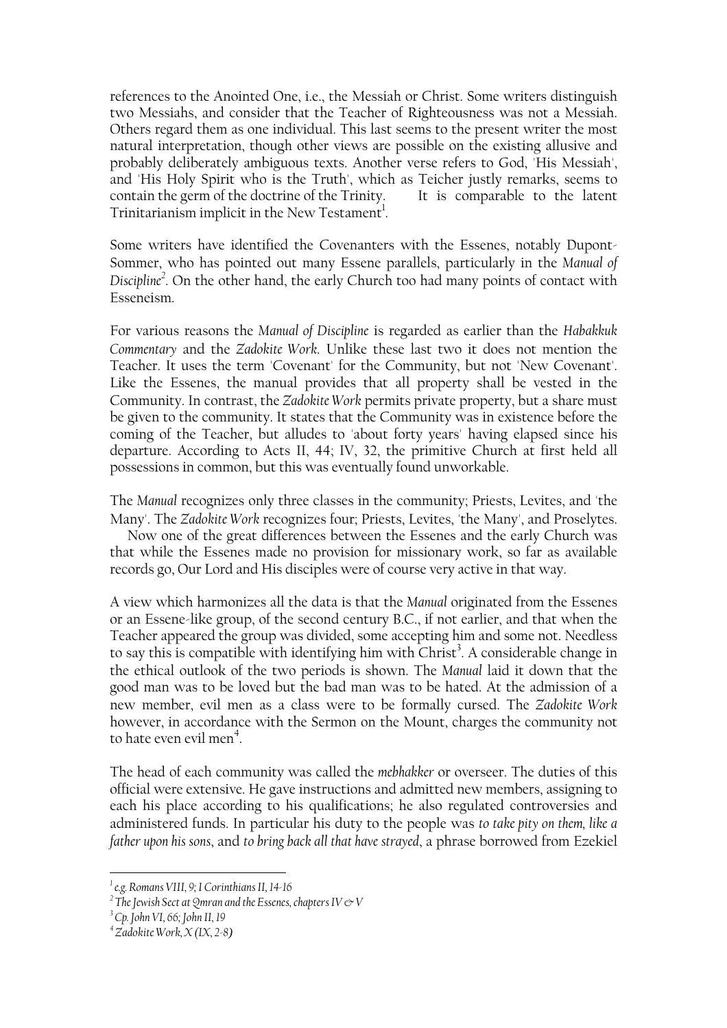references to the Anointed One, i.e., the Messiah or Christ. Some writers distinguish two Messiahs, and consider that the Teacher of Righteousness was not a Messiah. Others regard them as one individual. This last seems to the present writer the most natural interpretation, though other views are possible on the existing allusive and probably deliberately ambiguous texts. Another verse refers to God, 'His Messiah', and 'His Holy Spirit who is the Truth', which as Teicher justly remarks, seems to contain the germ of the doctrine of the Trinity. It is comparable to the latent Trinitarianism implicit in the New Testament[1].

Some writers have identified the Covenanters with the Essenes, notably Dupont-Sommer, who has pointed out many Essene parallels, particularly in the *Manual of Discipline*[2]. On the other hand, the early Church too had many points of contact with Esseneism.

For various reasons the *Manual of Discipline* is regarded as earlier than the *Habakkuk Commentary* and the *Zadokite Work*. Unlike these last two it does not mention the Teacher. It uses the term 'Covenant' for the Community, but not 'New Covenant'. Like the Essenes, the manual provides that all property shall be vested in the Community. In contrast, the *Zadokite Work* permits private property, but a share must be given to the community. It states that the Community was in existence before the coming of the Teacher, but alludes to 'about forty years' having elapsed since his departure. According to Acts II, 44; IV, 32, the primitive Church at first held all possessions in common, but this was eventually found unworkable.

The *Manual* recognizes only three classes in the community; Priests, Levites, and 'the Many'. The *Zadokite Work* recognizes four; Priests, Levites, 'the Many', and Proselytes.

Now one of the great differences between the Essenes and the early Church was that while the Essenes made no provision for missionary work, so far as available records go, Our Lord and His disciples were of course very active in that way.

A view which harmonizes all the data is that the *Manual* originated from the Essenes or an Essene-like group, of the second century B.C., if not earlier, and that when the Teacher appeared the group was divided, some accepting him and some not. Needless to say this is compatible with identifying him with Christ[3]. A considerable change in the ethical outlook of the two periods is shown. The *Manual* laid it down that the good man was to be loved but the bad man was to be hated. At the admission of a new member, evil men as a class were to be formally cursed. The *Zadokite Work* however, in accordance with the Sermon on the Mount, charges the community not to hate even evil men[4].

The head of each community was called the *mebhakker* or overseer. The duties of this official were extensive. He gave instructions and admitted new members, assigning to each his place according to his qualifications; he also regulated controversies and administered funds. In particular his duty to the people was *to take pity on them, like a father upon his sons*, and *to bring back all that have strayed*, a phrase borrowed from Ezekiel

---

[1] *e.g. Romans VIII, 9; I Corinthians II, 14-16*

[2] *The Jewish Sect at Qmran and the Essenes, chapters IV & V*

[3] *Cp. John VI, 66; John II, 19*

[4] *Zadokite Work, X (IX, 2-8)*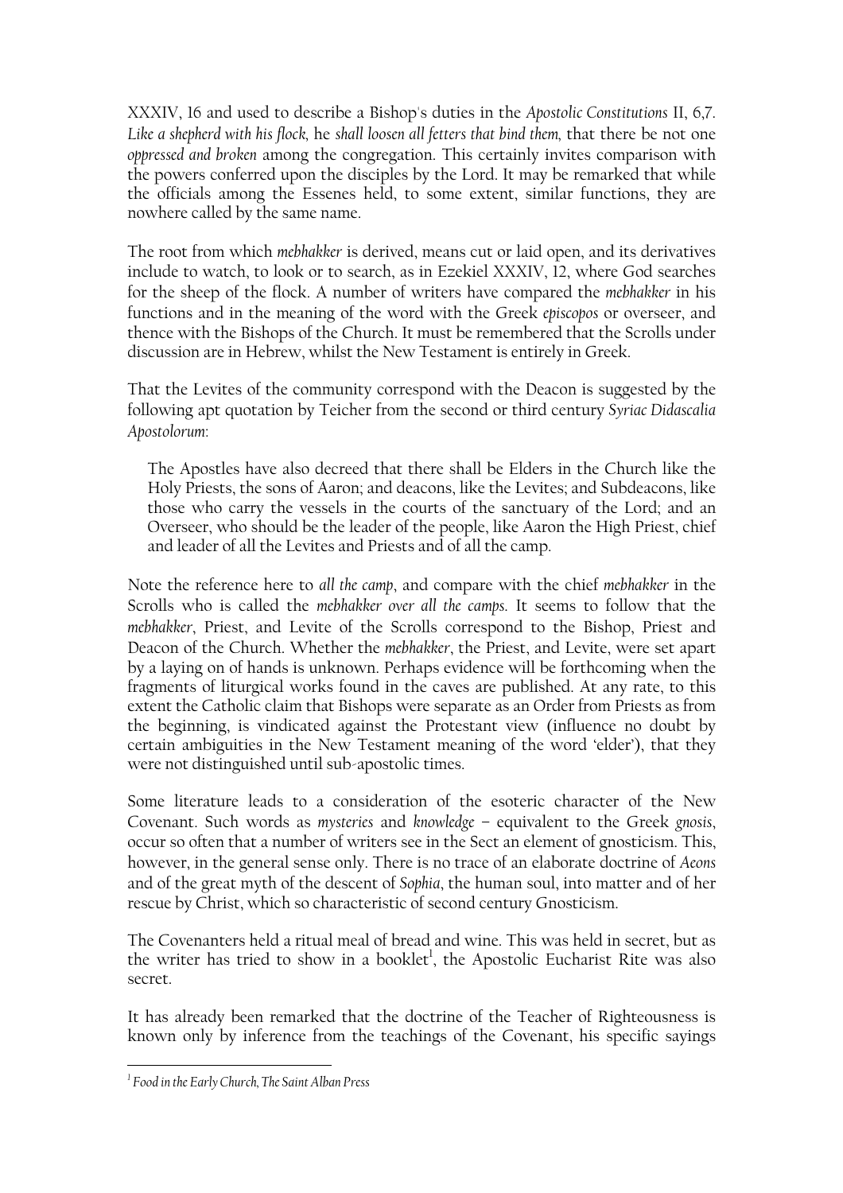XXXIV, 16 and used to describe a Bishop's duties in the *Apostolic Constitutions* II, 6,7. *Like a shepherd with his flock,* he *shall loosen all fetters that bind them,* that there be not one *oppressed and broken* among the congregation. This certainly invites comparison with the powers conferred upon the disciples by the Lord. It may be remarked that while the officials among the Essenes held, to some extent, similar functions, they are nowhere called by the same name.

The root from which *mebhakker* is derived, means cut or laid open, and its derivatives include to watch, to look or to search, as in Ezekiel XXXIV, 12, where God searches for the sheep of the flock. A number of writers have compared the *mebhakker* in his functions and in the meaning of the word with the Greek *episcopos* or overseer, and thence with the Bishops of the Church. It must be remembered that the Scrolls under discussion are in Hebrew, whilst the New Testament is entirely in Greek.

That the Levites of the community correspond with the Deacon is suggested by the following apt quotation by Teicher from the second or third century *Syriac Didascalia Apostolorum*:

> The Apostles have also decreed that there shall be Elders in the Church like the Holy Priests, the sons of Aaron; and deacons, like the Levites; and Subdeacons, like those who carry the vessels in the courts of the sanctuary of the Lord; and an Overseer, who should be the leader of the people, like Aaron the High Priest, chief and leader of all the Levites and Priests and of all the camp.

Note the reference here to *all the camp*, and compare with the chief *mebhakker* in the Scrolls who is called the *mebhakker over all the camps.* It seems to follow that the *mebhakker*, Priest, and Levite of the Scrolls correspond to the Bishop, Priest and Deacon of the Church. Whether the *mebhakker*, the Priest, and Levite, were set apart by a laying on of hands is unknown. Perhaps evidence will be forthcoming when the fragments of liturgical works found in the caves are published. At any rate, to this extent the Catholic claim that Bishops were separate as an Order from Priests as from the beginning, is vindicated against the Protestant view (influence no doubt by certain ambiguities in the New Testament meaning of the word 'elder'), that they were not distinguished until sub-apostolic times.

Some literature leads to a consideration of the esoteric character of the New Covenant. Such words as *mysteries* and *knowledge* – equivalent to the Greek *gnosis*, occur so often that a number of writers see in the Sect an element of gnosticism. This, however, in the general sense only. There is no trace of an elaborate doctrine of *Aeons* and of the great myth of the descent of *Sophia*, the human soul, into matter and of her rescue by Christ, which so characteristic of second century Gnosticism.

The Covenanters held a ritual meal of bread and wine. This was held in secret, but as the writer has tried to show in a booklet[1], the Apostolic Eucharist Rite was also secret.

It has already been remarked that the doctrine of the Teacher of Righteousness is known only by inference from the teachings of the Covenant, his specific sayings

[1] *Food in the Early Church, The Saint Alban Press*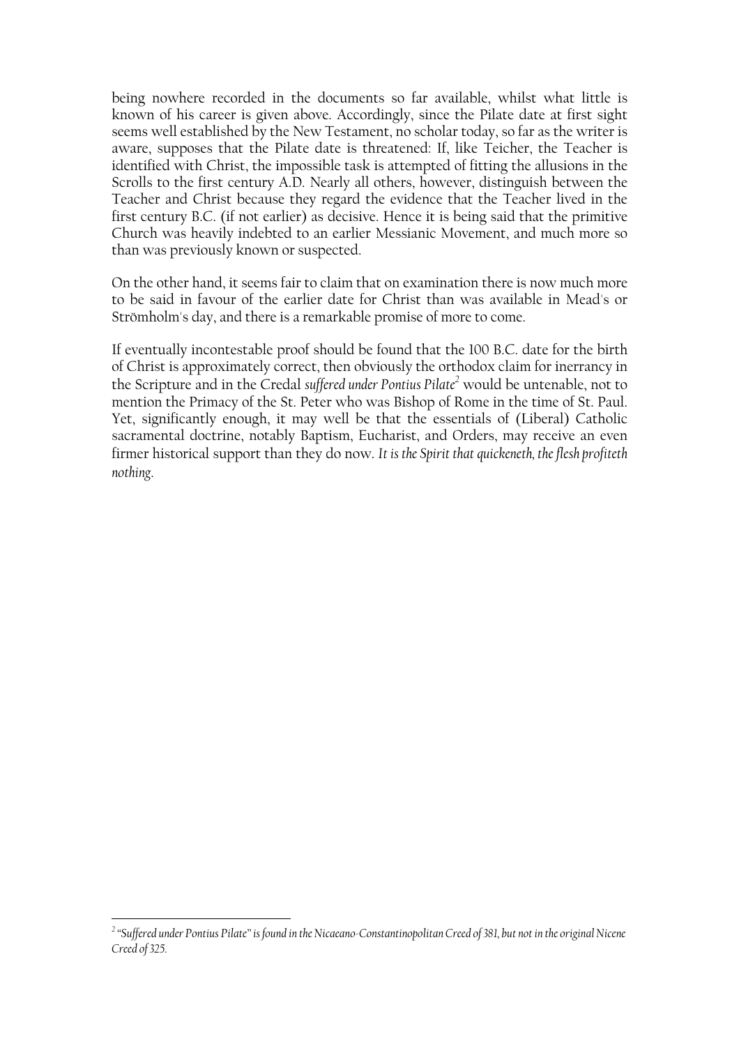being nowhere recorded in the documents so far available, whilst what little is known of his career is given above. Accordingly, since the Pilate date at first sight seems well established by the New Testament, no scholar today, so far as the writer is aware, supposes that the Pilate date is threatened: If, like Teicher, the Teacher is identified with Christ, the impossible task is attempted of fitting the allusions in the Scrolls to the first century A.D. Nearly all others, however, distinguish between the Teacher and Christ because they regard the evidence that the Teacher lived in the first century B.C. (if not earlier) as decisive. Hence it is being said that the primitive Church was heavily indebted to an earlier Messianic Movement, and much more so than was previously known or suspected.

On the other hand, it seems fair to claim that on examination there is now much more to be said in favour of the earlier date for Christ than was available in Mead's or Strömholm's day, and there is a remarkable promise of more to come.

If eventually incontestable proof should be found that the 100 B.C. date for the birth of Christ is approximately correct, then obviously the orthodox claim for inerrancy in the Scripture and in the Credal *suffered under Pontius Pilate*[2] would be untenable, not to mention the Primacy of the St. Peter who was Bishop of Rome in the time of St. Paul. Yet, significantly enough, it may well be that the essentials of (Liberal) Catholic sacramental doctrine, notably Baptism, Eucharist, and Orders, may receive an even firmer historical support than they do now. *It is the Spirit that quickeneth, the flesh profiteth nothing.*

---

[2] *"Suffered under Pontius Pilate" is found in the Nicaeano-Constantinopolitan Creed of 381, but not in the original Nicene Creed of 325.*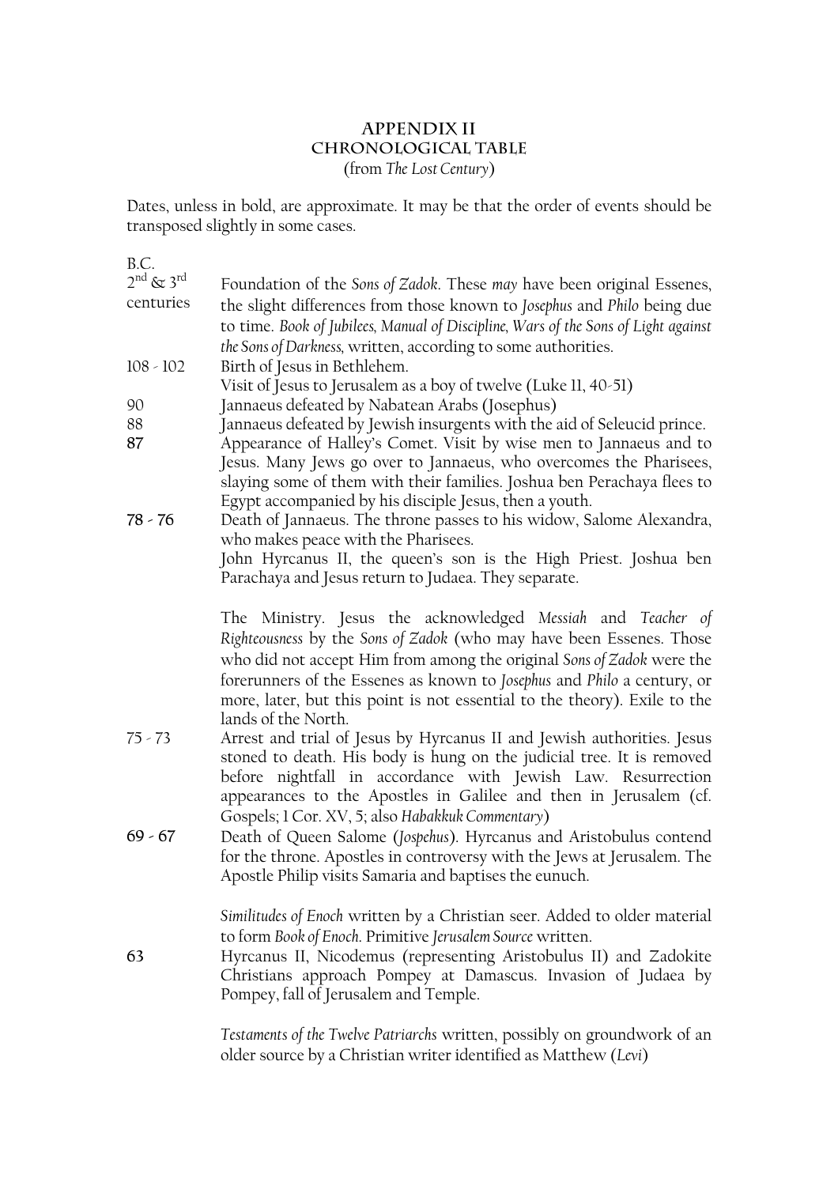# APPENDIX II
## CHRONOLOGICAL TABLE

(from *The Lost Century*)

Dates, unless in bold, are approximate. It may be that the order of events should be transposed slightly in some cases.

| B.C. | |
|---|---|
| 2nd & 3rd centuries | Foundation of the *Sons of Zadok*. These *may* have been original Essenes, the slight differences from those known to *Josephus* and *Philo* being due to time. *Book of Jubilees, Manual of Discipline, Wars of the Sons of Light against the Sons of Darkness,* written, according to some authorities. |
| 108 - 102 | Birth of Jesus in Bethlehem. |
| | Visit of Jesus to Jerusalem as a boy of twelve (Luke II, 40-51) |
| 90 | Jannaeus defeated by Nabatean Arabs (Josephus) |
| 88 | Jannaeus defeated by Jewish insurgents with the aid of Seleucid prince. |
| **87** | Appearance of Halley's Comet. Visit by wise men to Jannaeus and to Jesus. Many Jews go over to Jannaeus, who overcomes the Pharisees, slaying some of them with their families. Joshua ben Perachaya flees to Egypt accompanied by his disciple Jesus, then a youth. |
| **78 - 76** | Death of Jannaeus. The throne passes to his widow, Salome Alexandra, who makes peace with the Pharisees. |
| | John Hyrcanus II, the queen's son is the High Priest. Joshua ben Parachaya and Jesus return to Judaea. They separate. |
| | The Ministry. Jesus the acknowledged *Messiah* and *Teacher of Righteousness* by the *Sons of Zadok* (who may have been Essenes. Those who did not accept Him from among the original *Sons of Zadok* were the forerunners of the Essenes as known to *Josephus* and *Philo* a century, or more, later, but this point is not essential to the theory). Exile to the lands of the North. |
| 75 - 73 | Arrest and trial of Jesus by Hyrcanus II and Jewish authorities. Jesus stoned to death. His body is hung on the judicial tree. It is removed before nightfall in accordance with Jewish Law. Resurrection appearances to the Apostles in Galilee and then in Jerusalem (cf. Gospels; I Cor. XV, 5; also *Habakkuk Commentary*) |
| **69 - 67** | Death of Queen Salome (*Jospehus*). Hyrcanus and Aristobulus contend for the throne. Apostles in controversy with the Jews at Jerusalem. The Apostle Philip visits Samaria and baptises the eunuch. |
| | *Similitudes of Enoch* written by a Christian seer. Added to older material to form *Book of Enoch*. Primitive *Jerusalem Source* written. |
| **63** | Hyrcanus II, Nicodemus (representing Aristobulus II) and Zadokite Christians approach Pompey at Damascus. Invasion of Judaea by Pompey, fall of Jerusalem and Temple. |
| | *Testaments of the Twelve Patriarchs* written, possibly on groundwork of an older source by a Christian writer identified as Matthew (*Levi*) |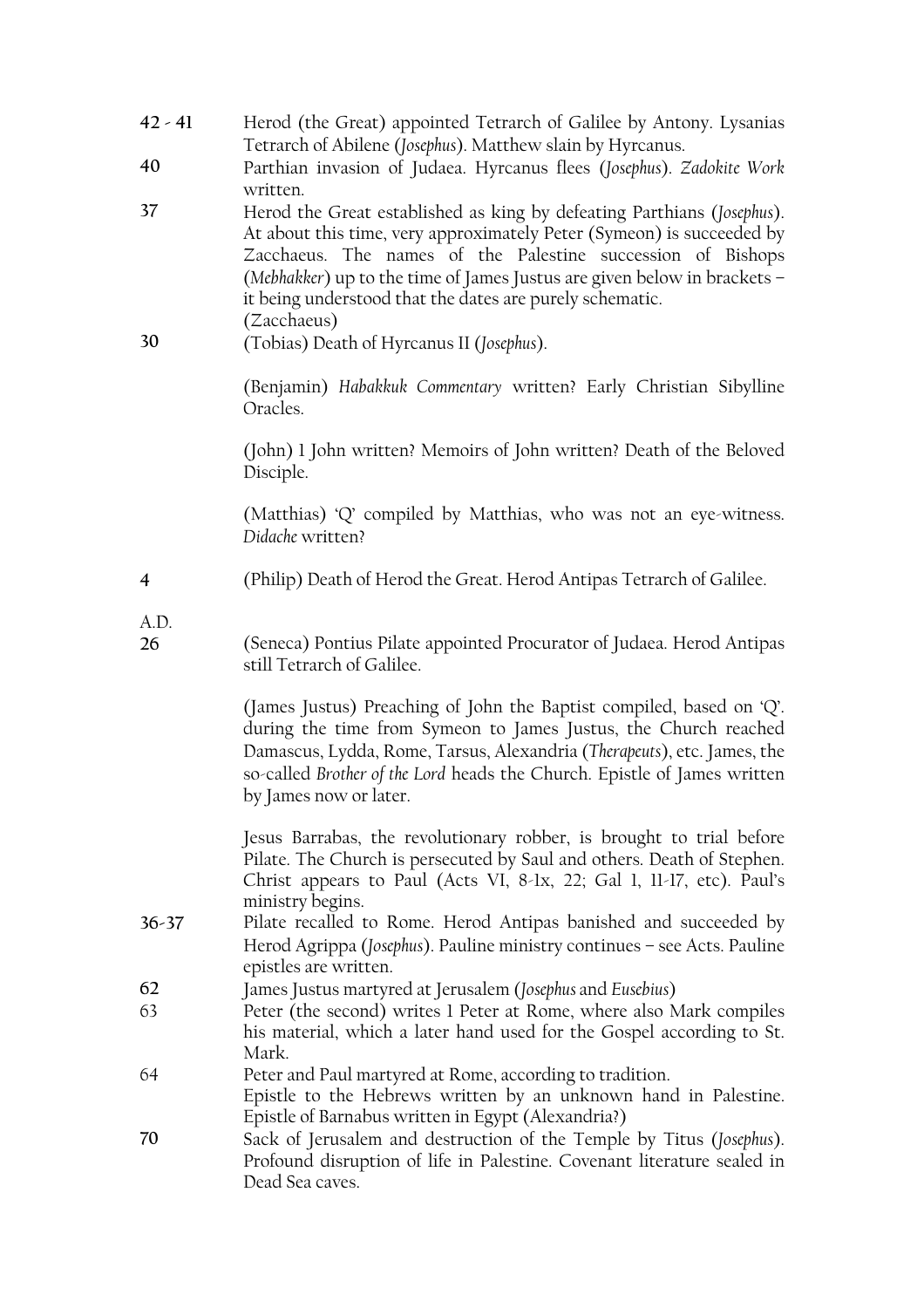| | |
|---|---|
| 42 - 41 | Herod (the Great) appointed Tetrarch of Galilee by Antony. Lysanias Tetrarch of Abilene (*Josephus*). Matthew slain by Hyrcanus. |
| 40 | Parthian invasion of Judaea. Hyrcanus flees (*Josephus*). *Zadokite Work* written. |
| 37 | Herod the Great established as king by defeating Parthians (*Josephus*). At about this time, very approximately Peter (Symeon) is succeeded by Zacchaeus. The names of the Palestine succession of Bishops (*Mebhakker*) up to the time of James Justus are given below in brackets – it being understood that the dates are purely schematic. (Zacchaeus) |
| 30 | (Tobias) Death of Hyrcanus II (*Josephus*). |
| | (Benjamin) *Habakkuk Commentary* written? Early Christian Sibylline Oracles. |
| | (John) 1 John written? Memoirs of John written? Death of the Beloved Disciple. |
| | (Matthias) 'Q' compiled by Matthias, who was not an eye-witness. *Didache* written? |
| 4 | (Philip) Death of Herod the Great. Herod Antipas Tetrarch of Galilee. |
| A.D. 26 | (Seneca) Pontius Pilate appointed Procurator of Judaea. Herod Antipas still Tetrarch of Galilee. |
| | (James Justus) Preaching of John the Baptist compiled, based on 'Q'. during the time from Symeon to James Justus, the Church reached Damascus, Lydda, Rome, Tarsus, Alexandria (*Therapeuts*), etc. James, the so-called *Brother of the Lord* heads the Church. Epistle of James written by James now or later. |
| | Jesus Barrabas, the revolutionary robber, is brought to trial before Pilate. The Church is persecuted by Saul and others. Death of Stephen. Christ appears to Paul (Acts VI, 8-1x, 22; Gal 1, 11-17, etc). Paul's ministry begins. |
| 36-37 | Pilate recalled to Rome. Herod Antipas banished and succeeded by Herod Agrippa (*Josephus*). Pauline ministry continues – see Acts. Pauline epistles are written. |
| 62 | James Justus martyred at Jerusalem (*Josephus* and *Eusebius*) |
| 63 | Peter (the second) writes 1 Peter at Rome, where also Mark compiles his material, which a later hand used for the Gospel according to St. Mark. |
| 64 | Peter and Paul martyred at Rome, according to tradition. Epistle to the Hebrews written by an unknown hand in Palestine. Epistle of Barnabus written in Egypt (Alexandria?) |
| 70 | Sack of Jerusalem and destruction of the Temple by Titus (*Josephus*). Profound disruption of life in Palestine. Covenant literature sealed in Dead Sea caves. |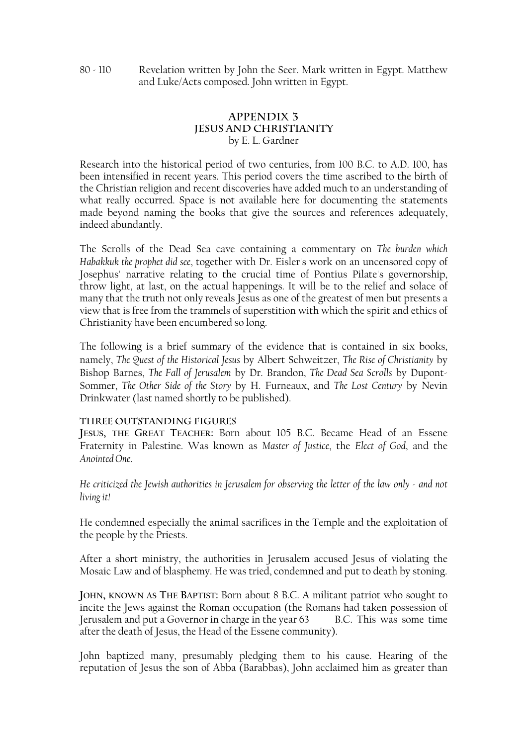80 - 110 Revelation written by John the Seer. Mark written in Egypt. Matthew and Luke/Acts composed. John written in Egypt.

## APPENDIX 3
### JESUS AND CHRISTIANITY
by E. L. Gardner

Research into the historical period of two centuries, from 100 B.C. to A.D. 100, has been intensified in recent years. This period covers the time ascribed to the birth of the Christian religion and recent discoveries have added much to an understanding of what really occurred. Space is not available here for documenting the statements made beyond naming the books that give the sources and references adequately, indeed abundantly.

The Scrolls of the Dead Sea cave containing a commentary on *The burden which Habakkuk the prophet did see*, together with Dr. Eisler's work on an uncensored copy of Josephus' narrative relating to the crucial time of Pontius Pilate's governorship, throw light, at last, on the actual happenings. It will be to the relief and solace of many that the truth not only reveals Jesus as one of the greatest of men but presents a view that is free from the trammels of superstition with which the spirit and ethics of Christianity have been encumbered so long.

The following is a brief summary of the evidence that is contained in six books, namely, *The Quest of the Historical Jesus* by Albert Schweitzer, *The Rise of Christianity* by Bishop Barnes, *The Fall of Jerusalem* by Dr. Brandon, *The Dead Sea Scrolls* by Dupont-Sommer, *The Other Side of the Story* by H. Furneaux, and *The Lost Century* by Nevin Drinkwater (last named shortly to be published).

#### THREE OUTSTANDING FIGURES

**JESUS, THE GREAT TEACHER:** Born about 105 B.C. Became Head of an Essene Fraternity in Palestine. Was known as *Master of Justice*, the *Elect of God*, and the *Anointed One*.

*He criticized the Jewish authorities in Jerusalem for observing the letter of the law only - and not living it!*

He condemned especially the animal sacrifices in the Temple and the exploitation of the people by the Priests.

After a short ministry, the authorities in Jerusalem accused Jesus of violating the Mosaic Law and of blasphemy. He was tried, condemned and put to death by stoning.

**JOHN, KNOWN AS THE BAPTIST:** Born about 8 B.C. A militant patriot who sought to incite the Jews against the Roman occupation (the Romans had taken possession of Jerusalem and put a Governor in charge in the year 63 B.C. This was some time after the death of Jesus, the Head of the Essene community).

John baptized many, presumably pledging them to his cause. Hearing of the reputation of Jesus the son of Abba (Barabbas), John acclaimed him as greater than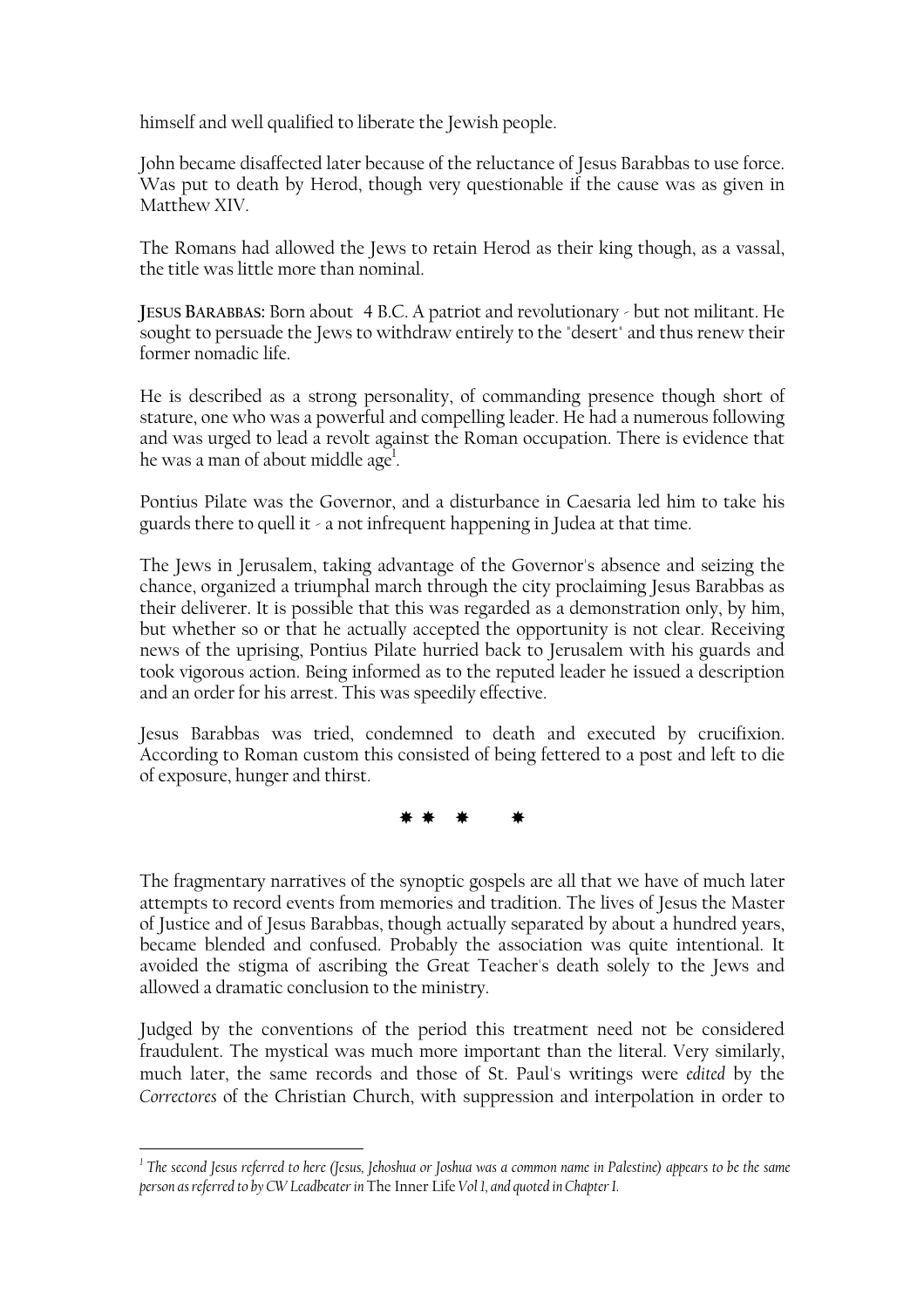himself and well qualified to liberate the Jewish people.

John became disaffected later because of the reluctance of Jesus Barabbas to use force. Was put to death by Herod, though very questionable if the cause was as given in Matthew XIV.

The Romans had allowed the Jews to retain Herod as their king though, as a vassal, the title was little more than nominal.

**JESUS BARABBAS:** Born about 4 B.C. A patriot and revolutionary - but not militant. He sought to persuade the Jews to withdraw entirely to the "desert" and thus renew their former nomadic life.

He is described as a strong personality, of commanding presence though short of stature, one who was a powerful and compelling leader. He had a numerous following and was urged to lead a revolt against the Roman occupation. There is evidence that he was a man of about middle age[1].

Pontius Pilate was the Governor, and a disturbance in Caesaria led him to take his guards there to quell it - a not infrequent happening in Judea at that time.

The Jews in Jerusalem, taking advantage of the Governor's absence and seizing the chance, organized a triumphal march through the city proclaiming Jesus Barabbas as their deliverer. It is possible that this was regarded as a demonstration only, by him, but whether so or that he actually accepted the opportunity is not clear. Receiving news of the uprising, Pontius Pilate hurried back to Jerusalem with his guards and took vigorous action. Being informed as to the reputed leader he issued a description and an order for his arrest. This was speedily effective.

Jesus Barabbas was tried, condemned to death and executed by crucifixion. According to Roman custom this consisted of being fettered to a post and left to die of exposure, hunger and thirst.

✸ ✸ ✸ ✸

The fragmentary narratives of the synoptic gospels are all that we have of much later attempts to record events from memories and tradition. The lives of Jesus the Master of Justice and of Jesus Barabbas, though actually separated by about a hundred years, became blended and confused. Probably the association was quite intentional. It avoided the stigma of ascribing the Great Teacher's death solely to the Jews and allowed a dramatic conclusion to the ministry.

Judged by the conventions of the period this treatment need not be considered fraudulent. The mystical was much more important than the literal. Very similarly, much later, the same records and those of St. Paul's writings were *edited* by the *Correctores* of the Christian Church, with suppression and interpolation in order to

---

[1] *The second Jesus referred to here (Jesus, Jehoshua or Joshua was a common name in Palestine) appears to be the same person as referred to by CW Leadbeater in* The Inner Life *Vol 1, and quoted in Chapter I.*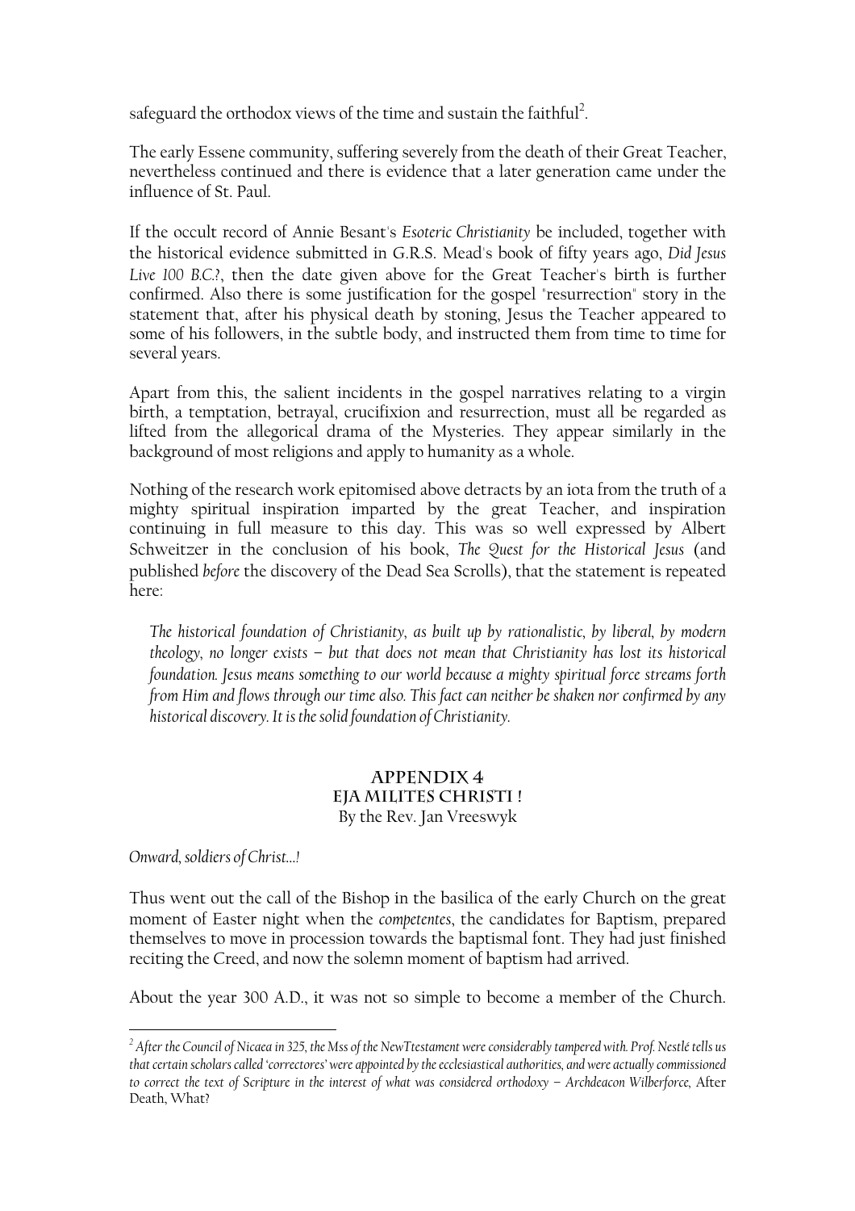safeguard the orthodox views of the time and sustain the faithful[2].

The early Essene community, suffering severely from the death of their Great Teacher, nevertheless continued and there is evidence that a later generation came under the influence of St. Paul.

If the occult record of Annie Besant's *Esoteric Christianity* be included, together with the historical evidence submitted in G.R.S. Mead's book of fifty years ago, *Did Jesus Live 100 B.C.?*, then the date given above for the Great Teacher's birth is further confirmed. Also there is some justification for the gospel "resurrection" story in the statement that, after his physical death by stoning, Jesus the Teacher appeared to some of his followers, in the subtle body, and instructed them from time to time for several years.

Apart from this, the salient incidents in the gospel narratives relating to a virgin birth, a temptation, betrayal, crucifixion and resurrection, must all be regarded as lifted from the allegorical drama of the Mysteries. They appear similarly in the background of most religions and apply to humanity as a whole.

Nothing of the research work epitomised above detracts by an iota from the truth of a mighty spiritual inspiration imparted by the great Teacher, and inspiration continuing in full measure to this day. This was so well expressed by Albert Schweitzer in the conclusion of his book, *The Quest for the Historical Jesus* (and published *before* the discovery of the Dead Sea Scrolls), that the statement is repeated here:

> *The historical foundation of Christianity, as built up by rationalistic, by liberal, by modern theology, no longer exists – but that does not mean that Christianity has lost its historical foundation. Jesus means something to our world because a mighty spiritual force streams forth from Him and flows through our time also. This fact can neither be shaken nor confirmed by any historical discovery. It is the solid foundation of Christianity.*

## APPENDIX 4
## EJA MILITES CHRISTI !
By the Rev. Jan Vreeswyk

*Onward, soldiers of Christ…!*

Thus went out the call of the Bishop in the basilica of the early Church on the great moment of Easter night when the *competentes*, the candidates for Baptism, prepared themselves to move in procession towards the baptismal font. They had just finished reciting the Creed, and now the solemn moment of baptism had arrived.

About the year 300 A.D., it was not so simple to become a member of the Church.

---

[2] *After the Council of Nicaea in 325, the Mss of the NewTtestament were considerably tampered with. Prof. Nestlé tells us that certain scholars called 'correctores' were appointed by the ecclesiastical authorities, and were actually commissioned to correct the text of Scripture in the interest of what was considered orthodoxy – Archdeacon Wilberforce,* After Death, What?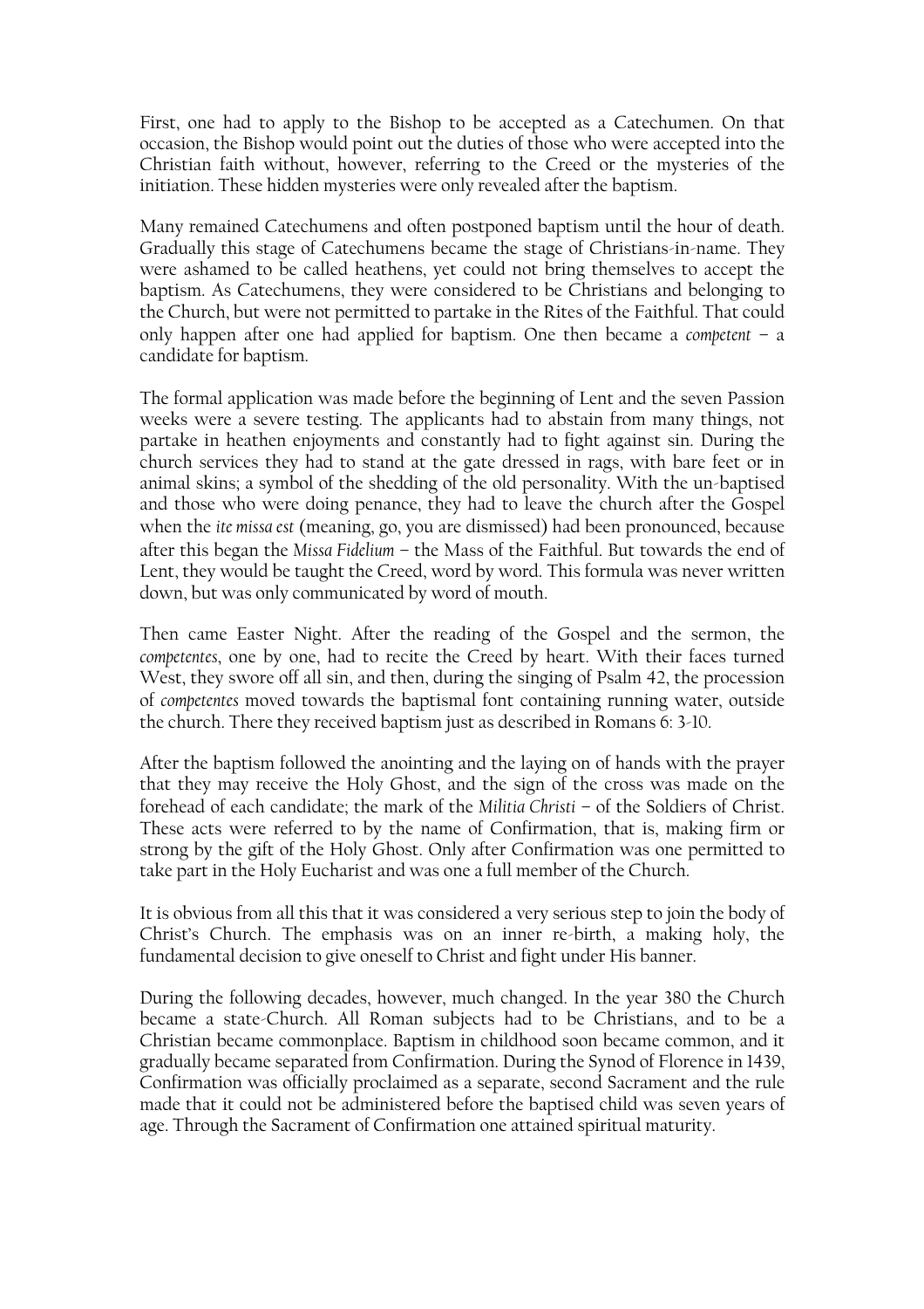First, one had to apply to the Bishop to be accepted as a Catechumen. On that occasion, the Bishop would point out the duties of those who were accepted into the Christian faith without, however, referring to the Creed or the mysteries of the initiation. These hidden mysteries were only revealed after the baptism.

Many remained Catechumens and often postponed baptism until the hour of death. Gradually this stage of Catechumens became the stage of Christians-in-name. They were ashamed to be called heathens, yet could not bring themselves to accept the baptism. As Catechumens, they were considered to be Christians and belonging to the Church, but were not permitted to partake in the Rites of the Faithful. That could only happen after one had applied for baptism. One then became a *competent* – a candidate for baptism.

The formal application was made before the beginning of Lent and the seven Passion weeks were a severe testing. The applicants had to abstain from many things, not partake in heathen enjoyments and constantly had to fight against sin. During the church services they had to stand at the gate dressed in rags, with bare feet or in animal skins; a symbol of the shedding of the old personality. With the un-baptised and those who were doing penance, they had to leave the church after the Gospel when the *ite missa est* (meaning, go, you are dismissed) had been pronounced, because after this began the *Missa Fidelium* – the Mass of the Faithful. But towards the end of Lent, they would be taught the Creed, word by word. This formula was never written down, but was only communicated by word of mouth.

Then came Easter Night. After the reading of the Gospel and the sermon, the *competentes*, one by one, had to recite the Creed by heart. With their faces turned West, they swore off all sin, and then, during the singing of Psalm 42, the procession of *competentes* moved towards the baptismal font containing running water, outside the church. There they received baptism just as described in Romans 6: 3-10.

After the baptism followed the anointing and the laying on of hands with the prayer that they may receive the Holy Ghost, and the sign of the cross was made on the forehead of each candidate; the mark of the *Militia Christi* – of the Soldiers of Christ. These acts were referred to by the name of Confirmation, that is, making firm or strong by the gift of the Holy Ghost. Only after Confirmation was one permitted to take part in the Holy Eucharist and was one a full member of the Church.

It is obvious from all this that it was considered a very serious step to join the body of Christ's Church. The emphasis was on an inner re-birth, a making holy, the fundamental decision to give oneself to Christ and fight under His banner.

During the following decades, however, much changed. In the year 380 the Church became a state-Church. All Roman subjects had to be Christians, and to be a Christian became commonplace. Baptism in childhood soon became common, and it gradually became separated from Confirmation. During the Synod of Florence in 1439, Confirmation was officially proclaimed as a separate, second Sacrament and the rule made that it could not be administered before the baptised child was seven years of age. Through the Sacrament of Confirmation one attained spiritual maturity.